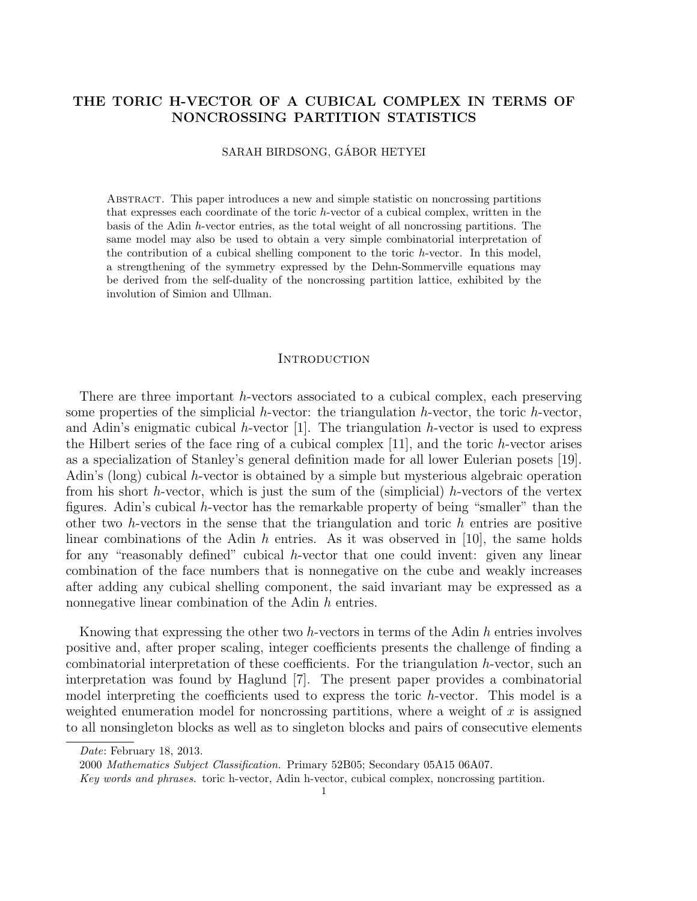# THE TORIC H-VECTOR OF A CUBICAL COMPLEX IN TERMS OF NONCROSSING PARTITION STATISTICS

SARAH BIRDSONG, GÁBOR HETYEI

Abstract. This paper introduces a new and simple statistic on noncrossing partitions that expresses each coordinate of the toric $h$-vector of a cubical complex, written in the basis of the Adin $h$-vector entries, as the total weight of all noncrossing partitions. The same model may also be used to obtain a very simple combinatorial interpretation of the contribution of a cubical shelling component to the toric $h$-vector. In this model, a strengthening of the symmetry expressed by the Dehn-Sommerville equations may be derived from the self-duality of the noncrossing partition lattice, exhibited by the involution of Simion and Ullman.

## Introduction

There are three important $h$-vectors associated to a cubical complex, each preserving some properties of the simplicial $h$-vector: the triangulation $h$-vector, the toric $h$-vector, and Adin's enigmatic cubical $h$-vector [1]. The triangulation $h$-vector is used to express the Hilbert series of the face ring of a cubical complex [11], and the toric $h$-vector arises as a specialization of Stanley's general definition made for all lower Eulerian posets [19]. Adin's (long) cubical $h$-vector is obtained by a simple but mysterious algebraic operation from his short $h$-vector, which is just the sum of the (simplicial) $h$-vectors of the vertex figures. Adin's cubical $h$-vector has the remarkable property of being "smaller" than the other two $h$-vectors in the sense that the triangulation and toric $h$ entries are positive linear combinations of the Adin $h$ entries. As it was observed in [10], the same holds for any "reasonably defined" cubical $h$-vector that one could invent: given any linear combination of the face numbers that is nonnegative on the cube and weakly increases after adding any cubical shelling component, the said invariant may be expressed as a nonnegative linear combination of the Adin $h$ entries.

Knowing that expressing the other two $h$-vectors in terms of the Adin $h$ entries involves positive and, after proper scaling, integer coefficients presents the challenge of finding a combinatorial interpretation of these coefficients. For the triangulation $h$-vector, such an interpretation was found by Haglund [7]. The present paper provides a combinatorial model interpreting the coefficients used to express the toric $h$-vector. This model is a weighted enumeration model for noncrossing partitions, where a weight of $x$ is assigned to all nonsingleton blocks as well as to singleton blocks and pairs of consecutive elements

*Date*: February 18, 2013.

2000 *Mathematics Subject Classification.* Primary 52B05; Secondary 05A15 06A07.

*Key words and phrases.* toric h-vector, Adin h-vector, cubical complex, noncrossing partition.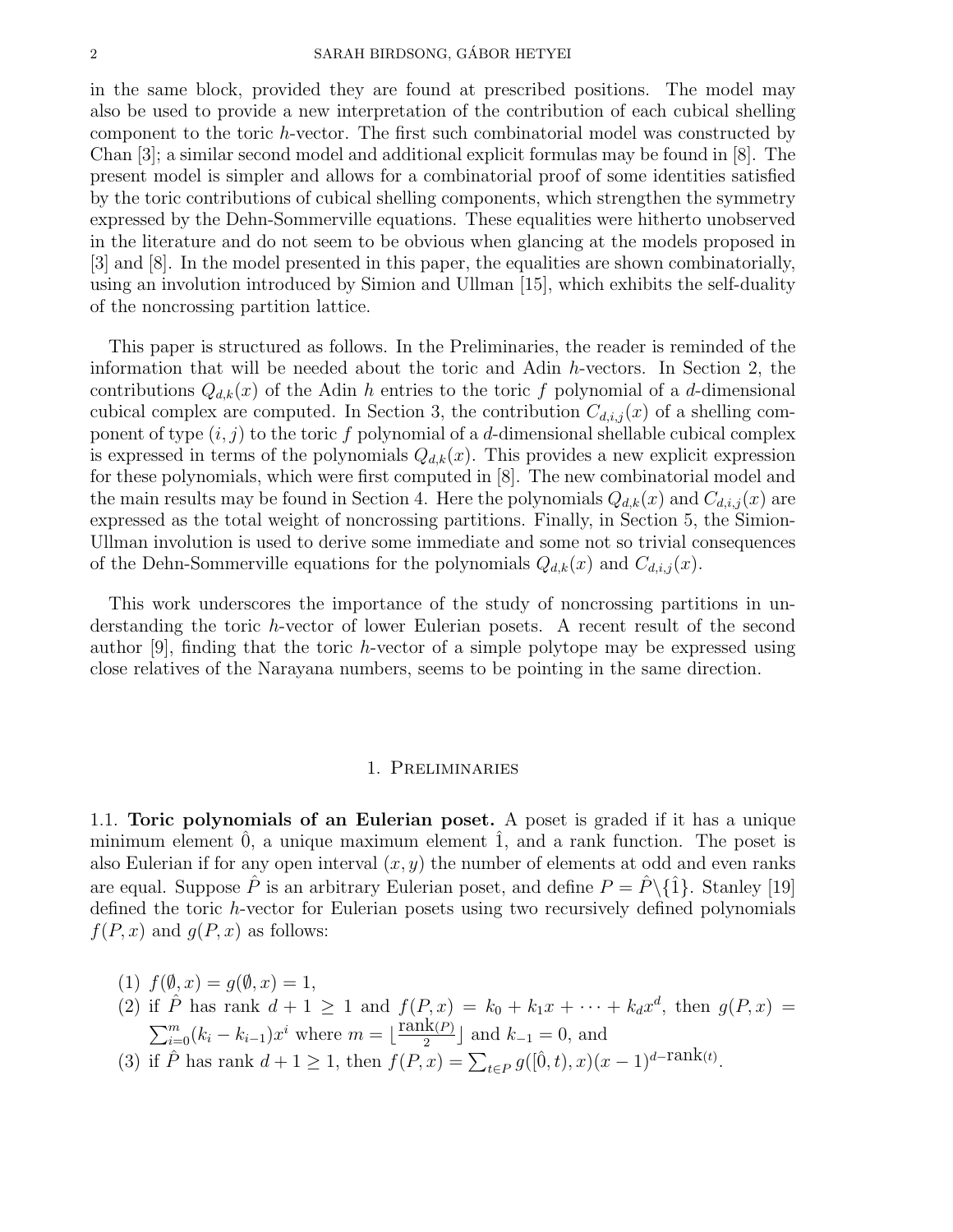in the same block, provided they are found at prescribed positions. The model may also be used to provide a new interpretation of the contribution of each cubical shelling component to the toric $h$-vector. The first such combinatorial model was constructed by Chan [3]; a similar second model and additional explicit formulas may be found in [8]. The present model is simpler and allows for a combinatorial proof of some identities satisfied by the toric contributions of cubical shelling components, which strengthen the symmetry expressed by the Dehn-Sommerville equations. These equalities were hitherto unobserved in the literature and do not seem to be obvious when glancing at the models proposed in [3] and [8]. In the model presented in this paper, the equalities are shown combinatorially, using an involution introduced by Simion and Ullman [15], which exhibits the self-duality of the noncrossing partition lattice.

This paper is structured as follows. In the Preliminaries, the reader is reminded of the information that will be needed about the toric and Adin $h$-vectors. In Section 2, the contributions $Q_{d,k}(x)$ of the Adin $h$ entries to the toric $f$ polynomial of a $d$-dimensional cubical complex are computed. In Section 3, the contribution $C_{d,i,j}(x)$ of a shelling component of type $(i, j)$ to the toric $f$ polynomial of a $d$-dimensional shellable cubical complex is expressed in terms of the polynomials $Q_{d,k}(x)$. This provides a new explicit expression for these polynomials, which were first computed in [8]. The new combinatorial model and the main results may be found in Section 4. Here the polynomials $Q_{d,k}(x)$ and $C_{d,i,j}(x)$ are expressed as the total weight of noncrossing partitions. Finally, in Section 5, the Simion-Ullman involution is used to derive some immediate and some not so trivial consequences of the Dehn-Sommerville equations for the polynomials $Q_{d,k}(x)$ and $C_{d,i,j}(x)$.

This work underscores the importance of the study of noncrossing partitions in understanding the toric $h$-vector of lower Eulerian posets. A recent result of the second author [9], finding that the toric $h$-vector of a simple polytope may be expressed using close relatives of the Narayana numbers, seems to be pointing in the same direction.

## 1. Preliminaries

1.1. **Toric polynomials of an Eulerian poset.** A poset is graded if it has a unique minimum element $\hat{0}$, a unique maximum element $\hat{1}$, and a rank function. The poset is also Eulerian if for any open interval $(x, y)$ the number of elements at odd and even ranks are equal. Suppose $\hat{P}$ is an arbitrary Eulerian poset, and define $P = \hat{P} \backslash \{\hat{1}\}$. Stanley [19] defined the toric $h$-vector for Eulerian posets using two recursively defined polynomials $f(P, x)$ and $g(P, x)$ as follows:

(1) $f(\emptyset, x) = g(\emptyset, x) = 1$,
(2) if $\hat{P}$ has rank $d + 1 \geq 1$ and $f(P, x) = k_0 + k_1 x + \cdots + k_d x^d$, then $g(P, x) = \sum_{i=0}^{m}(k_i - k_{i-1})x^i$ where $m = \lfloor \frac{\text{rank}(P)}{2} \rfloor$ and $k_{-1} = 0$, and
(3) if $\hat{P}$ has rank $d + 1 \geq 1$, then $f(P, x) = \sum_{t \in P} g([\hat{0}, t), x)(x - 1)^{d - \text{rank}(t)}$.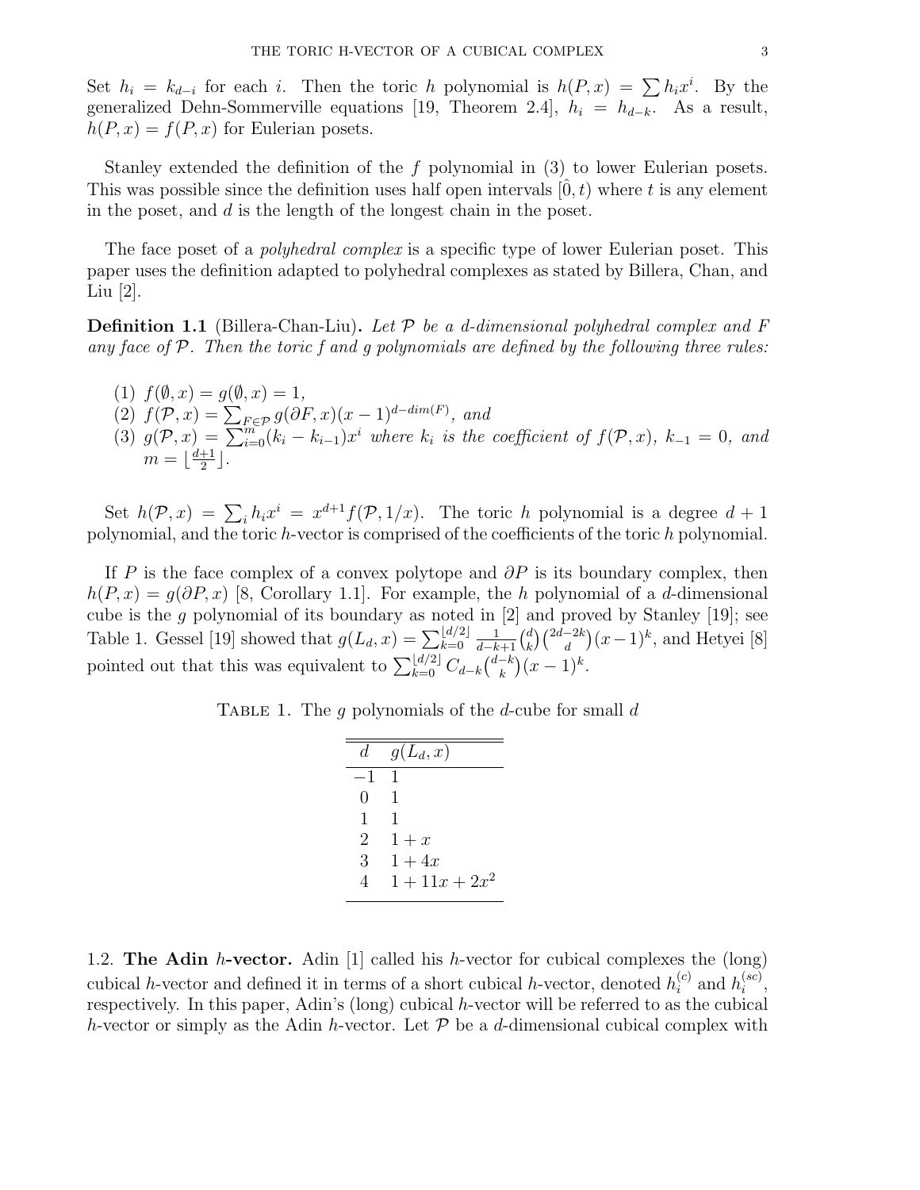Set $h_i = k_{d-i}$ for each $i$. Then the toric $h$ polynomial is $h(P, x) = \sum h_i x^i$. By the generalized Dehn-Sommerville equations [19, Theorem 2.4], $h_i = h_{d-k}$. As a result, $h(P, x) = f(P, x)$ for Eulerian posets.

Stanley extended the definition of the $f$ polynomial in (3) to lower Eulerian posets. This was possible since the definition uses half open intervals $[\hat{0}, t)$ where $t$ is any element in the poset, and $d$ is the length of the longest chain in the poset.

The face poset of a *polyhedral complex* is a specific type of lower Eulerian poset. This paper uses the definition adapted to polyhedral complexes as stated by Billera, Chan, and Liu [2].

**Definition 1.1** (Billera-Chan-Liu)**.** *Let $\mathcal{P}$ be a $d$-dimensional polyhedral complex and $F$ any face of $\mathcal{P}$. Then the toric $f$ and $g$ polynomials are defined by the following three rules:*

1. $f(\emptyset, x) = g(\emptyset, x) = 1$,
2. $f(\mathcal{P}, x) = \sum_{F \in \mathcal{P}} g(\partial F, x)(x-1)^{d-dim(F)}$, *and*
3. $g(\mathcal{P}, x) = \sum_{i=0}^{m} (k_i - k_{i-1}) x^i$ *where $k_i$ is the coefficient of $f(\mathcal{P}, x)$, $k_{-1} = 0$, and $m = \lfloor \frac{d+1}{2} \rfloor$.*

Set $h(\mathcal{P}, x) = \sum_i h_i x^i = x^{d+1} f(\mathcal{P}, 1/x)$. The toric $h$ polynomial is a degree $d+1$ polynomial, and the toric $h$-vector is comprised of the coefficients of the toric $h$ polynomial.

If $P$ is the face complex of a convex polytope and $\partial P$ is its boundary complex, then $h(P, x) = g(\partial P, x)$ [8, Corollary 1.1]. For example, the $h$ polynomial of a $d$-dimensional cube is the $g$ polynomial of its boundary as noted in [2] and proved by Stanley [19]; see Table 1. Gessel [19] showed that $g(L_d, x) = \sum_{k=0}^{\lfloor d/2 \rfloor} \frac{1}{d-k+1} \binom{d}{k} \binom{2d-2k}{d} (x-1)^k$, and Hetyei [8] pointed out that this was equivalent to $\sum_{k=0}^{\lfloor d/2 \rfloor} C_{d-k} \binom{d-k}{k} (x-1)^k$.

Table 1. The $g$ polynomials of the $d$-cube for small $d$

| $d$ | $g(L_d, x)$ |
|---|---|
| $-1$ | $1$ |
| $0$ | $1$ |
| $1$ | $1$ |
| $2$ | $1 + x$ |
| $3$ | $1 + 4x$ |
| $4$ | $1 + 11x + 2x^2$ |

## 1.2. The Adin $h$-vector.

Adin [1] called his $h$-vector for cubical complexes the (long) cubical $h$-vector and defined it in terms of a short cubical $h$-vector, denoted $h_i^{(c)}$ and $h_i^{(sc)}$, respectively. In this paper, Adin's (long) cubical $h$-vector will be referred to as the cubical $h$-vector or simply as the Adin $h$-vector. Let $\mathcal{P}$ be a $d$-dimensional cubical complex with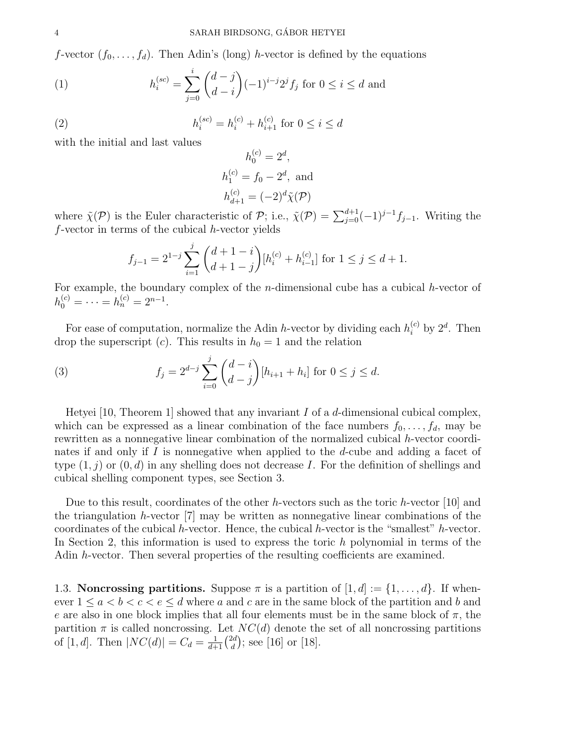$f$-vector $(f_0, \ldots, f_d)$. Then Adin's (long) $h$-vector is defined by the equations

$$h_i^{(sc)} = \sum_{j=0}^{i} \binom{d-j}{d-i} (-1)^{i-j} 2^j f_j \text{ for } 0 \leq i \leq d \text{ and} \tag{1}$$

$$h_i^{(sc)} = h_i^{(c)} + h_{i+1}^{(c)} \text{ for } 0 \leq i \leq d \tag{2}$$

with the initial and last values

$$h_0^{(c)} = 2^d,$$
$$h_1^{(c)} = f_0 - 2^d, \text{ and}$$
$$h_{d+1}^{(c)} = (-2)^d \tilde{\chi}(\mathcal{P})$$

where $\tilde{\chi}(\mathcal{P})$ is the Euler characteristic of $\mathcal{P}$; i.e., $\tilde{\chi}(\mathcal{P}) = \sum_{j=0}^{d+1} (-1)^{j-1} f_{j-1}$. Writing the $f$-vector in terms of the cubical $h$-vector yields

$$f_{j-1} = 2^{1-j} \sum_{i=1}^{j} \binom{d+1-i}{d+1-j} [h_i^{(c)} + h_{i-1}^{(c)}] \text{ for } 1 \leq j \leq d+1.$$

For example, the boundary complex of the $n$-dimensional cube has a cubical $h$-vector of $h_0^{(c)} = \cdots = h_n^{(c)} = 2^{n-1}$.

For ease of computation, normalize the Adin $h$-vector by dividing each $h_i^{(c)}$ by $2^d$. Then drop the superscript $(c)$. This results in $h_0 = 1$ and the relation

$$f_j = 2^{d-j} \sum_{i=0}^{j} \binom{d-i}{d-j} [h_{i+1} + h_i] \text{ for } 0 \leq j \leq d. \tag{3}$$

Hetyei [10, Theorem 1] showed that any invariant $I$ of a $d$-dimensional cubical complex, which can be expressed as a linear combination of the face numbers $f_0, \ldots, f_d$, may be rewritten as a nonnegative linear combination of the normalized cubical $h$-vector coordinates if and only if $I$ is nonnegative when applied to the $d$-cube and adding a facet of type $(1, j)$ or $(0, d)$ in any shelling does not decrease $I$. For the definition of shellings and cubical shelling component types, see Section 3.

Due to this result, coordinates of the other $h$-vectors such as the toric $h$-vector [10] and the triangulation $h$-vector [7] may be written as nonnegative linear combinations of the coordinates of the cubical $h$-vector. Hence, the cubical $h$-vector is the "smallest" $h$-vector. In Section 2, this information is used to express the toric $h$ polynomial in terms of the Adin $h$-vector. Then several properties of the resulting coefficients are examined.

1.3. **Noncrossing partitions.** Suppose $\pi$ is a partition of $[1, d] := \{1, \ldots, d\}$. If whenever $1 \leq a < b < c < e \leq d$ where $a$ and $c$ are in the same block of the partition and $b$ and $e$ are also in one block implies that all four elements must be in the same block of $\pi$, the partition $\pi$ is called noncrossing. Let $NC(d)$ denote the set of all noncrossing partitions of $[1, d]$. Then $|NC(d)| = C_d = \frac{1}{d+1}\binom{2d}{d}$; see [16] or [18].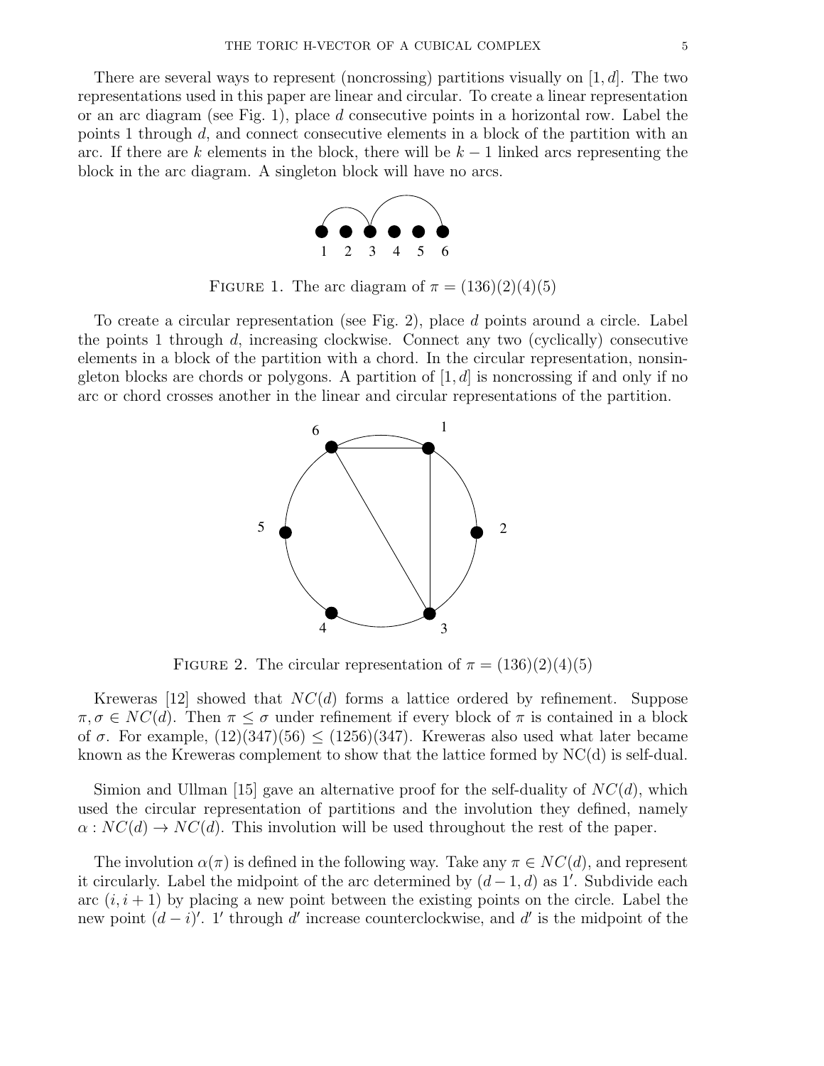There are several ways to represent (noncrossing) partitions visually on $[1, d]$. The two representations used in this paper are linear and circular. To create a linear representation or an arc diagram (see Fig. 1), place $d$ consecutive points in a horizontal row. Label the points 1 through $d$, and connect consecutive elements in a block of the partition with an arc. If there are $k$ elements in the block, there will be $k-1$ linked arcs representing the block in the arc diagram. A singleton block will have no arcs.

FIGURE 1. The arc diagram of $\pi = (136)(2)(4)(5)$

To create a circular representation (see Fig. 2), place $d$ points around a circle. Label the points 1 through $d$, increasing clockwise. Connect any two (cyclically) consecutive elements in a block of the partition with a chord. In the circular representation, nonsingleton blocks are chords or polygons. A partition of $[1, d]$ is noncrossing if and only if no arc or chord crosses another in the linear and circular representations of the partition.

FIGURE 2. The circular representation of $\pi = (136)(2)(4)(5)$

Kreweras [12] showed that $NC(d)$ forms a lattice ordered by refinement. Suppose $\pi, \sigma \in NC(d)$. Then $\pi \leq \sigma$ under refinement if every block of $\pi$ is contained in a block of $\sigma$. For example, $(12)(347)(56) \leq (1256)(347)$. Kreweras also used what later became known as the Kreweras complement to show that the lattice formed by NC(d) is self-dual.

Simion and Ullman [15] gave an alternative proof for the self-duality of $NC(d)$, which used the circular representation of partitions and the involution they defined, namely $\alpha : NC(d) \to NC(d)$. This involution will be used throughout the rest of the paper.

The involution $\alpha(\pi)$ is defined in the following way. Take any $\pi \in NC(d)$, and represent it circularly. Label the midpoint of the arc determined by $(d-1, d)$ as $1'$. Subdivide each arc $(i, i+1)$ by placing a new point between the existing points on the circle. Label the new point $(d-i)'$. $1'$ through $d'$ increase counterclockwise, and $d'$ is the midpoint of the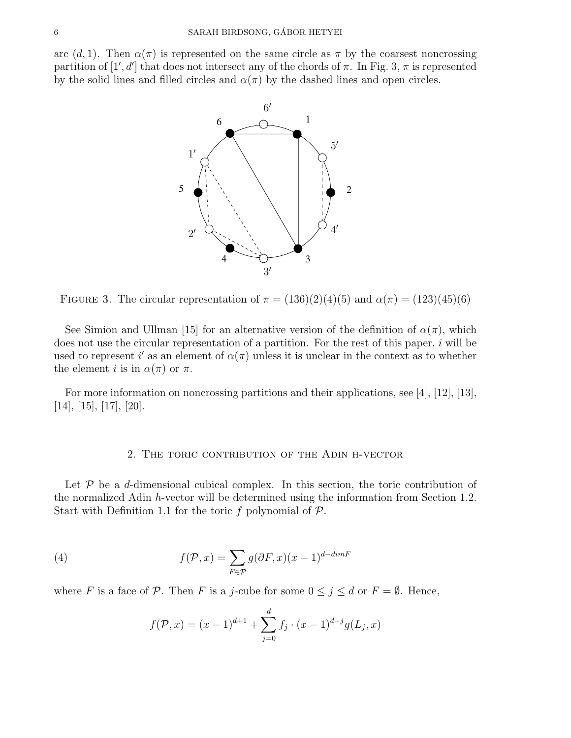arc $(d, 1)$. Then $\alpha(\pi)$ is represented on the same circle as $\pi$ by the coarsest noncrossing partition of $[1', d']$ that does not intersect any of the chords of $\pi$. In Fig. 3, $\pi$ is represented by the solid lines and filled circles and $\alpha(\pi)$ by the dashed lines and open circles.

FIGURE 3. The circular representation of $\pi = (136)(2)(4)(5)$ and $\alpha(\pi) = (123)(45)(6)$

See Simion and Ullman [15] for an alternative version of the definition of $\alpha(\pi)$, which does not use the circular representation of a partition. For the rest of this paper, $i$ will be used to represent $i'$ as an element of $\alpha(\pi)$ unless it is unclear in the context as to whether the element $i$ is in $\alpha(\pi)$ or $\pi$.

For more information on noncrossing partitions and their applications, see [4], [12], [13], [14], [15], [17], [20].

## 2. The toric contribution of the Adin h-vector

Let $\mathcal{P}$ be a $d$-dimensional cubical complex. In this section, the toric contribution of the normalized Adin $h$-vector will be determined using the information from Section 1.2. Start with Definition 1.1 for the toric $f$ polynomial of $\mathcal{P}$.

$$f(\mathcal{P}, x) = \sum_{F \in \mathcal{P}} g(\partial F, x)(x-1)^{d-dimF} \tag{4}$$

where $F$ is a face of $\mathcal{P}$. Then $F$ is a $j$-cube for some $0 \leq j \leq d$ or $F = \emptyset$. Hence,

$$f(\mathcal{P}, x) = (x-1)^{d+1} + \sum_{j=0}^{d} f_j \cdot (x-1)^{d-j} g(L_j, x)$$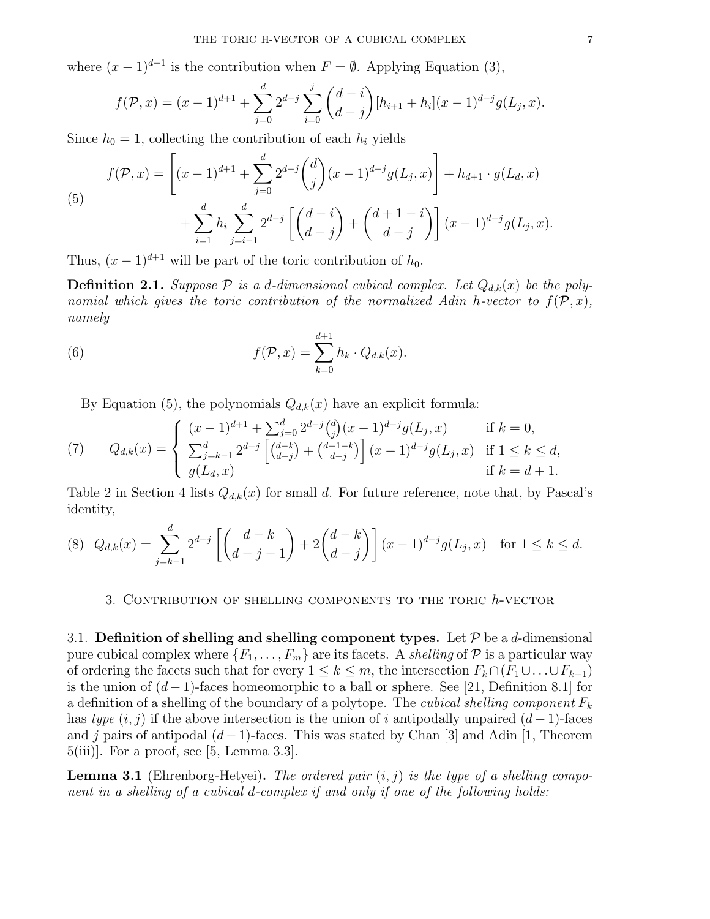where $(x-1)^{d+1}$ is the contribution when $F = \emptyset$. Applying Equation (3),

$$f(\mathcal{P}, x) = (x-1)^{d+1} + \sum_{j=0}^{d} 2^{d-j} \sum_{i=0}^{j} \binom{d-i}{d-j} [h_{i+1} + h_i](x-1)^{d-j} g(L_j, x).$$

Since $h_0 = 1$, collecting the contribution of each $h_i$ yields

$$\begin{aligned} f(\mathcal{P}, x) = & \left[ (x-1)^{d+1} + \sum_{j=0}^{d} 2^{d-j} \binom{d}{j} (x-1)^{d-j} g(L_j, x) \right] + h_{d+1} \cdot g(L_d, x) \\ & + \sum_{i=1}^{d} h_i \sum_{j=i-1}^{d} 2^{d-j} \left[ \binom{d-i}{d-j} + \binom{d+1-i}{d-j} \right] (x-1)^{d-j} g(L_j, x). \end{aligned} \tag{5}$$

Thus, $(x-1)^{d+1}$ will be part of the toric contribution of $h_0$.

**Definition 2.1.** *Suppose $\mathcal{P}$ is a $d$-dimensional cubical complex. Let $Q_{d,k}(x)$ be the polynomial which gives the toric contribution of the normalized Adin h-vector to $f(\mathcal{P}, x)$, namely*

$$f(\mathcal{P}, x) = \sum_{k=0}^{d+1} h_k \cdot Q_{d,k}(x). \tag{6}$$

By Equation (5), the polynomials $Q_{d,k}(x)$ have an explicit formula:

$$Q_{d,k}(x) = \begin{cases} (x-1)^{d+1} + \sum_{j=0}^{d} 2^{d-j} \binom{d}{j} (x-1)^{d-j} g(L_j, x) & \text{if } k = 0, \\ \sum_{j=k-1}^{d} 2^{d-j} \left[ \binom{d-k}{d-j} + \binom{d+1-k}{d-j} \right] (x-1)^{d-j} g(L_j, x) & \text{if } 1 \le k \le d, \\ g(L_d, x) & \text{if } k = d+1. \end{cases} \tag{7}$$

Table 2 in Section 4 lists $Q_{d,k}(x)$ for small $d$. For future reference, note that, by Pascal's identity,

$$Q_{d,k}(x) = \sum_{j=k-1}^{d} 2^{d-j} \left[ \binom{d-k}{d-j-1} + 2\binom{d-k}{d-j} \right] (x-1)^{d-j} g(L_j, x) \quad \text{for } 1 \le k \le d. \tag{8}$$

## 3. Contribution of shelling components to the toric $h$-vector

**3.1. Definition of shelling and shelling component types.** Let $\mathcal{P}$ be a $d$-dimensional pure cubical complex where $\{F_1, \ldots, F_m\}$ are its facets. A *shelling* of $\mathcal{P}$ is a particular way of ordering the facets such that for every $1 \le k \le m$, the intersection $F_k \cap (F_1 \cup \ldots \cup F_{k-1})$ is the union of $(d-1)$-faces homeomorphic to a ball or sphere. See [21, Definition 8.1] for a definition of a shelling of the boundary of a polytope. The *cubical shelling component* $F_k$ has *type* $(i, j)$ if the above intersection is the union of $i$ antipodally unpaired $(d-1)$-faces and $j$ pairs of antipodal $(d-1)$-faces. This was stated by Chan [3] and Adin [1, Theorem 5(iii)]. For a proof, see [5, Lemma 3.3].

**Lemma 3.1** (Ehrenborg-Hetyei)**.** *The ordered pair $(i, j)$ is the type of a shelling component in a shelling of a cubical $d$-complex if and only if one of the following holds:*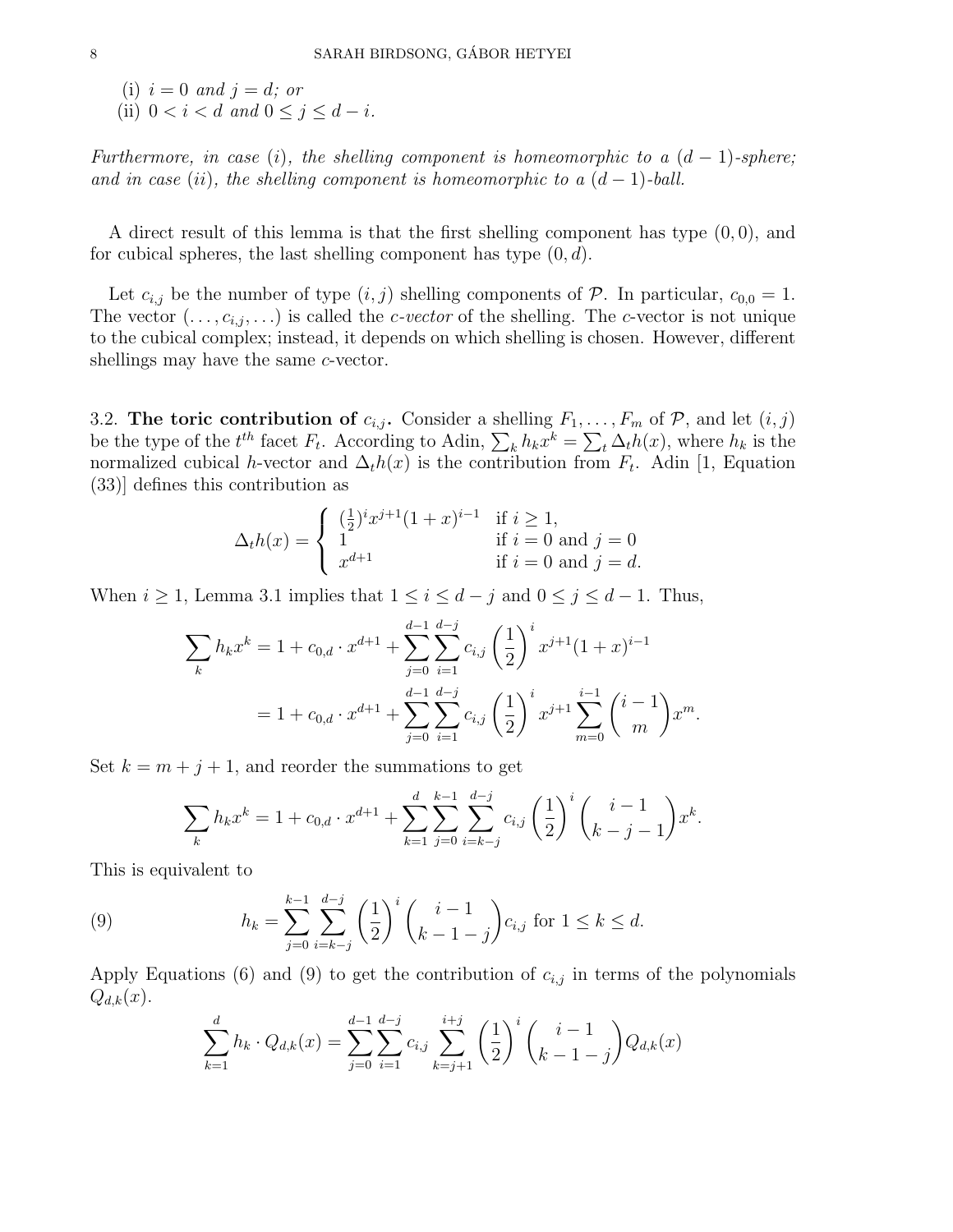(i) $i = 0$ *and* $j = d$*; or*
(ii) $0 < i < d$ *and* $0 \leq j \leq d - i$*.*

*Furthermore, in case (i), the shelling component is homeomorphic to a* $(d-1)$*-sphere; and in case (ii), the shelling component is homeomorphic to a* $(d-1)$*-ball.*

A direct result of this lemma is that the first shelling component has type $(0, 0)$, and for cubical spheres, the last shelling component has type $(0, d)$.

Let $c_{i,j}$ be the number of type $(i, j)$ shelling components of $\mathcal{P}$. In particular, $c_{0,0} = 1$. The vector $(\ldots, c_{i,j}, \ldots)$ is called the *c-vector* of the shelling. The $c$-vector is not unique to the cubical complex; instead, it depends on which shelling is chosen. However, different shellings may have the same $c$-vector.

3.2. **The toric contribution of $c_{i,j}$.** Consider a shelling $F_1, \ldots, F_m$ of $\mathcal{P}$, and let $(i, j)$ be the type of the $t^{th}$ facet $F_t$. According to Adin, $\sum_k h_k x^k = \sum_t \Delta_t h(x)$, where $h_k$ is the normalized cubical $h$-vector and $\Delta_t h(x)$ is the contribution from $F_t$. Adin [1, Equation (33)] defines this contribution as

$$\Delta_t h(x) = \begin{cases} (\frac{1}{2})^i x^{j+1}(1+x)^{i-1} & \text{if } i \geq 1, \\ 1 & \text{if } i = 0 \text{ and } j = 0 \\ x^{d+1} & \text{if } i = 0 \text{ and } j = d. \end{cases}$$

When $i \geq 1$, Lemma 3.1 implies that $1 \leq i \leq d - j$ and $0 \leq j \leq d - 1$. Thus,

$$\begin{aligned} \sum_k h_k x^k &= 1 + c_{0,d} \cdot x^{d+1} + \sum_{j=0}^{d-1} \sum_{i=1}^{d-j} c_{i,j} \left(\frac{1}{2}\right)^i x^{j+1}(1+x)^{i-1} \\ &= 1 + c_{0,d} \cdot x^{d+1} + \sum_{j=0}^{d-1} \sum_{i=1}^{d-j} c_{i,j} \left(\frac{1}{2}\right)^i x^{j+1} \sum_{m=0}^{i-1} \binom{i-1}{m} x^m. \end{aligned}$$

Set $k = m + j + 1$, and reorder the summations to get

$$\sum_k h_k x^k = 1 + c_{0,d} \cdot x^{d+1} + \sum_{k=1}^{d} \sum_{j=0}^{k-1} \sum_{i=k-j}^{d-j} c_{i,j} \left(\frac{1}{2}\right)^i \binom{i-1}{k-j-1} x^k.$$

This is equivalent to

$$h_k = \sum_{j=0}^{k-1} \sum_{i=k-j}^{d-j} \left(\frac{1}{2}\right)^i \binom{i-1}{k-1-j} c_{i,j} \text{ for } 1 \leq k \leq d. \tag{9}$$

Apply Equations (6) and (9) to get the contribution of $c_{i,j}$ in terms of the polynomials $Q_{d,k}(x)$.

$$\sum_{k=1}^{d} h_k \cdot Q_{d,k}(x) = \sum_{j=0}^{d-1} \sum_{i=1}^{d-j} c_{i,j} \sum_{k=j+1}^{i+j} \left(\frac{1}{2}\right)^i \binom{i-1}{k-1-j} Q_{d,k}(x)$$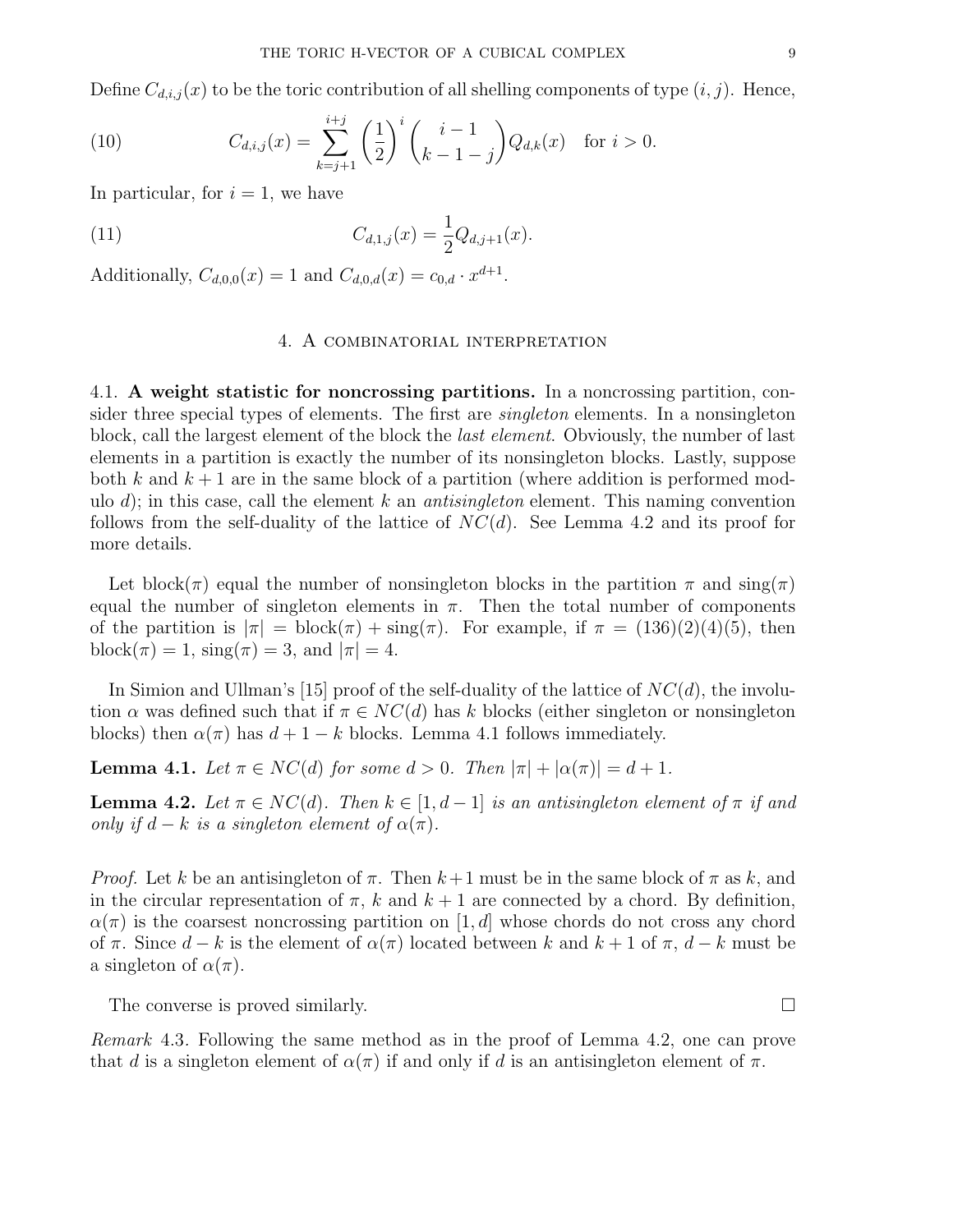Define $C_{d,i,j}(x)$ to be the toric contribution of all shelling components of type $(i, j)$. Hence,

$$C_{d,i,j}(x) = \sum_{k=j+1}^{i+j} \left(\frac{1}{2}\right)^i \binom{i-1}{k-1-j} Q_{d,k}(x) \quad \text{for } i > 0. \tag{10}$$

In particular, for $i = 1$, we have

$$C_{d,1,j}(x) = \frac{1}{2} Q_{d,j+1}(x). \tag{11}$$

Additionally, $C_{d,0,0}(x) = 1$ and $C_{d,0,d}(x) = c_{0,d} \cdot x^{d+1}$.

## 4. A combinatorial interpretation

### 4.1. A weight statistic for noncrossing partitions.

In a noncrossing partition, consider three special types of elements. The first are *singleton* elements. In a nonsingleton block, call the largest element of the block the *last element*. Obviously, the number of last elements in a partition is exactly the number of its nonsingleton blocks. Lastly, suppose both $k$ and $k+1$ are in the same block of a partition (where addition is performed modulo $d$); in this case, call the element $k$ an *antisingleton* element. This naming convention follows from the self-duality of the lattice of $NC(d)$. See Lemma 4.2 and its proof for more details.

Let $\text{block}(\pi)$ equal the number of nonsingleton blocks in the partition $\pi$ and $\text{sing}(\pi)$ equal the number of singleton elements in $\pi$. Then the total number of components of the partition is $|\pi| = \text{block}(\pi) + \text{sing}(\pi)$. For example, if $\pi = (136)(2)(4)(5)$, then $\text{block}(\pi) = 1$, $\text{sing}(\pi) = 3$, and $|\pi| = 4$.

In Simion and Ullman's [15] proof of the self-duality of the lattice of $NC(d)$, the involution $\alpha$ was defined such that if $\pi \in NC(d)$ has $k$ blocks (either singleton or nonsingleton blocks) then $\alpha(\pi)$ has $d + 1 - k$ blocks. Lemma 4.1 follows immediately.

**Lemma 4.1.** *Let $\pi \in NC(d)$ for some $d > 0$. Then $|\pi| + |\alpha(\pi)| = d + 1$.*

**Lemma 4.2.** *Let $\pi \in NC(d)$. Then $k \in [1, d-1]$ is an antisingleton element of $\pi$ if and only if $d - k$ is a singleton element of $\alpha(\pi)$.*

*Proof.* Let $k$ be an antisingleton of $\pi$. Then $k+1$ must be in the same block of $\pi$ as $k$, and in the circular representation of $\pi$, $k$ and $k+1$ are connected by a chord. By definition, $\alpha(\pi)$ is the coarsest noncrossing partition on $[1, d]$ whose chords do not cross any chord of $\pi$. Since $d - k$ is the element of $\alpha(\pi)$ located between $k$ and $k+1$ of $\pi$, $d - k$ must be a singleton of $\alpha(\pi)$.

The converse is proved similarly. □

*Remark* 4.3. Following the same method as in the proof of Lemma 4.2, one can prove that $d$ is a singleton element of $\alpha(\pi)$ if and only if $d$ is an antisingleton element of $\pi$.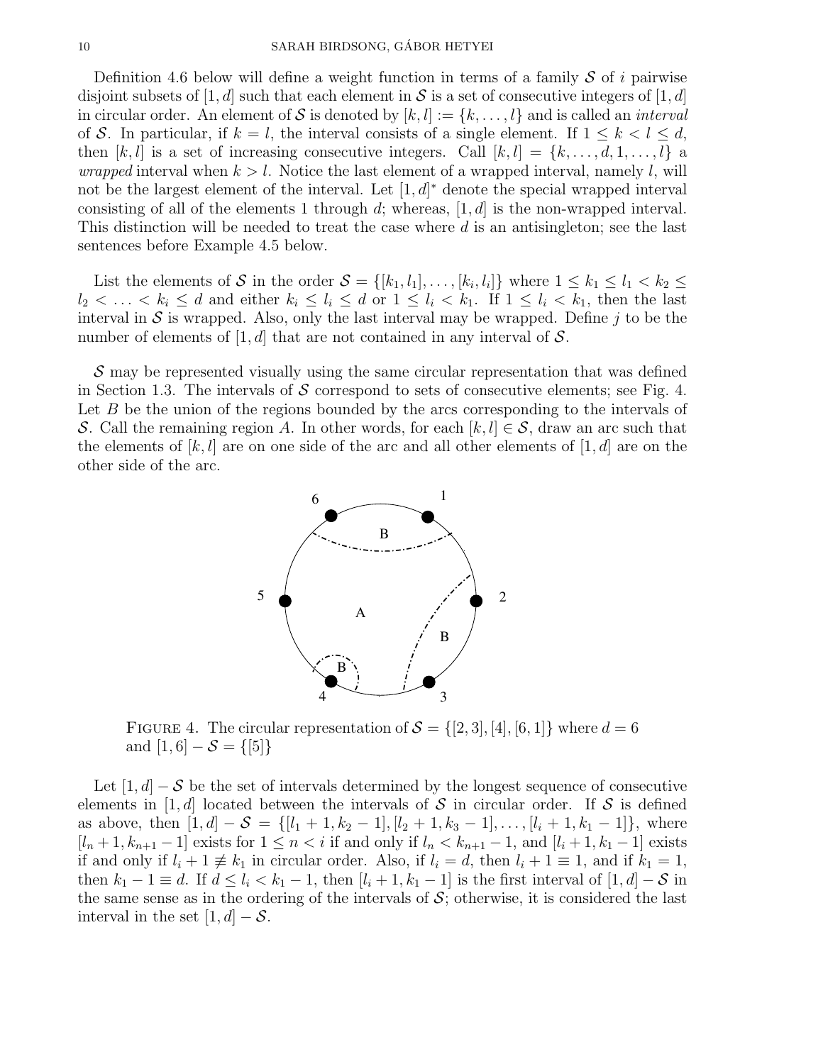Definition 4.6 below will define a weight function in terms of a family $\mathcal{S}$ of $i$ pairwise disjoint subsets of $[1,d]$ such that each element in $\mathcal{S}$ is a set of consecutive integers of $[1,d]$ in circular order. An element of $\mathcal{S}$ is denoted by $[k,l] := \{k,\ldots,l\}$ and is called an *interval* of $\mathcal{S}$. In particular, if $k=l$, the interval consists of a single element. If $1 \le k < l \le d$, then $[k,l]$ is a set of increasing consecutive integers. Call $[k,l] = \{k,\ldots,d,1,\ldots,l\}$ a *wrapped* interval when $k > l$. Notice the last element of a wrapped interval, namely $l$, will not be the largest element of the interval. Let $[1,d]^*$ denote the special wrapped interval consisting of all of the elements 1 through $d$; whereas, $[1,d]$ is the non-wrapped interval. This distinction will be needed to treat the case where $d$ is an antisingleton; see the last sentences before Example 4.5 below.

List the elements of $\mathcal{S}$ in the order $\mathcal{S} = \{[k_1,l_1],\ldots,[k_i,l_i]\}$ where $1 \le k_1 \le l_1 < k_2 \le l_2 < \ldots < k_i \le d$ and either $k_i \le l_i \le d$ or $1 \le l_i < k_1$. If $1 \le l_i < k_1$, then the last interval in $\mathcal{S}$ is wrapped. Also, only the last interval may be wrapped. Define $j$ to be the number of elements of $[1,d]$ that are not contained in any interval of $\mathcal{S}$.

$\mathcal{S}$ may be represented visually using the same circular representation that was defined in Section 1.3. The intervals of $\mathcal{S}$ correspond to sets of consecutive elements; see Fig. 4. Let $B$ be the union of the regions bounded by the arcs corresponding to the intervals of $\mathcal{S}$. Call the remaining region $A$. In other words, for each $[k,l] \in \mathcal{S}$, draw an arc such that the elements of $[k,l]$ are on one side of the arc and all other elements of $[1,d]$ are on the other side of the arc.

FIGURE 4. The circular representation of $\mathcal{S} = \{[2,3],[4],[6,1]\}$ where $d=6$ and $[1,6] - \mathcal{S} = \{[5]\}$

Let $[1,d] - \mathcal{S}$ be the set of intervals determined by the longest sequence of consecutive elements in $[1,d]$ located between the intervals of $\mathcal{S}$ in circular order. If $\mathcal{S}$ is defined as above, then $[1,d] - \mathcal{S} = \{[l_1+1,k_2-1],[l_2+1,k_3-1],\ldots,[l_i+1,k_1-1]\}$, where $[l_n+1,k_{n+1}-1]$ exists for $1 \le n < i$ if and only if $l_n < k_{n+1}-1$, and $[l_i+1,k_1-1]$ exists if and only if $l_i + 1 \not\equiv k_1$ in circular order. Also, if $l_i = d$, then $l_i + 1 \equiv 1$, and if $k_1 = 1$, then $k_1 - 1 \equiv d$. If $d \le l_i < k_1 - 1$, then $[l_i+1,k_1-1]$ is the first interval of $[1,d] - \mathcal{S}$ in the same sense as in the ordering of the intervals of $\mathcal{S}$; otherwise, it is considered the last interval in the set $[1,d] - \mathcal{S}$.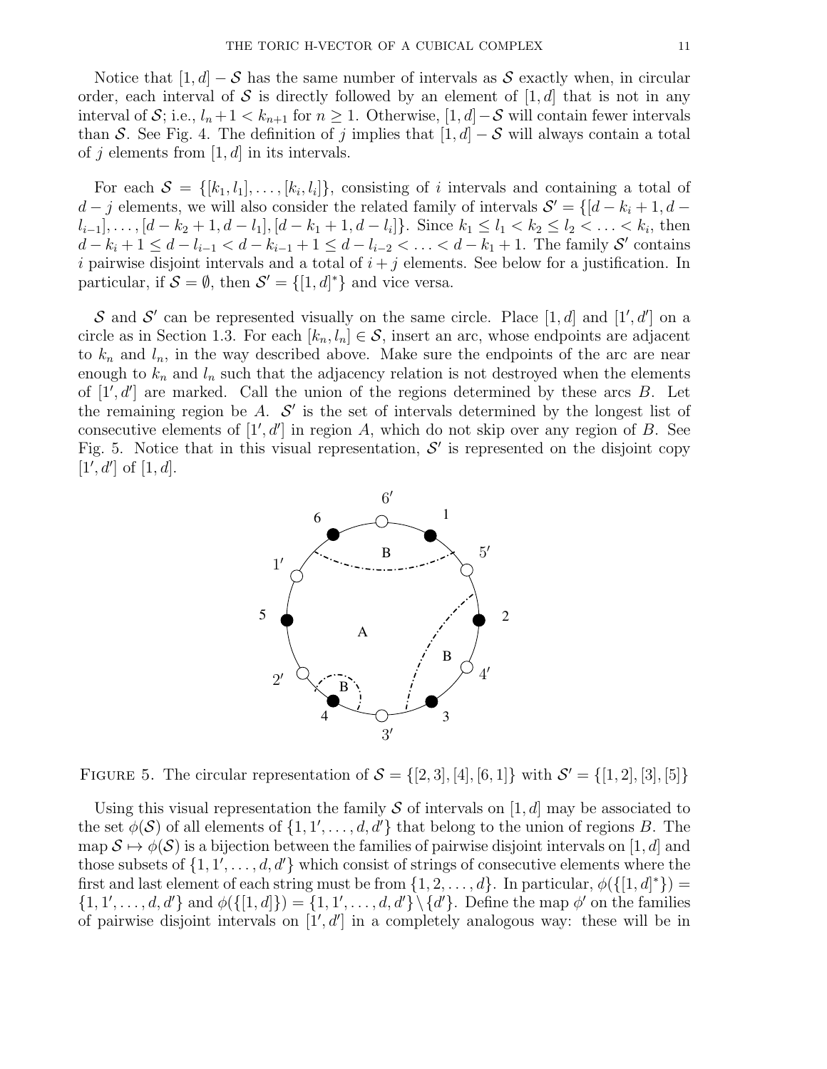Notice that $[1,d]-\mathcal{S}$ has the same number of intervals as $\mathcal{S}$ exactly when, in circular order, each interval of $\mathcal{S}$ is directly followed by an element of $[1,d]$ that is not in any interval of $\mathcal{S}$; i.e., $l_n+1<k_{n+1}$ for $n\geq 1$. Otherwise, $[1,d]-\mathcal{S}$ will contain fewer intervals than $\mathcal{S}$. See Fig. 4. The definition of $j$ implies that $[1,d]-\mathcal{S}$ will always contain a total of $j$ elements from $[1,d]$ in its intervals.

For each $\mathcal{S}=\{[k_1,l_1],\ldots,[k_i,l_i]\}$, consisting of $i$ intervals and containing a total of $d-j$ elements, we will also consider the related family of intervals $\mathcal{S}'=\{[d-k_i+1,d-l_{i-1}],\ldots,[d-k_2+1,d-l_1],[d-k_1+1,d-l_i]\}$. Since $k_1\leq l_1<k_2\leq l_2<\ldots<k_i$, then $d-k_i+1\leq d-l_{i-1}<d-k_{i-1}+1\leq d-l_{i-2}<\ldots<d-k_1+1$. The family $\mathcal{S}'$ contains $i$ pairwise disjoint intervals and a total of $i+j$ elements. See below for a justification. In particular, if $\mathcal{S}=\emptyset$, then $\mathcal{S}'=\{[1,d]^*\}$ and vice versa.

$\mathcal{S}$ and $\mathcal{S}'$ can be represented visually on the same circle. Place $[1,d]$ and $[1',d']$ on a circle as in Section 1.3. For each $[k_n,l_n]\in\mathcal{S}$, insert an arc, whose endpoints are adjacent to $k_n$ and $l_n$, in the way described above. Make sure the endpoints of the arc are near enough to $k_n$ and $l_n$ such that the adjacency relation is not destroyed when the elements of $[1',d']$ are marked. Call the union of the regions determined by these arcs $B$. Let the remaining region be $A$. $\mathcal{S}'$ is the set of intervals determined by the longest list of consecutive elements of $[1',d']$ in region $A$, which do not skip over any region of $B$. See Fig. 5. Notice that in this visual representation, $\mathcal{S}'$ is represented on the disjoint copy $[1',d']$ of $[1,d]$.

FIGURE 5. The circular representation of $\mathcal{S}=\{[2,3],[4],[6,1]\}$ with $\mathcal{S}'=\{[1,2],[3],[5]\}$

Using this visual representation the family $\mathcal{S}$ of intervals on $[1,d]$ may be associated to the set $\phi(\mathcal{S})$ of all elements of $\{1,1',\ldots,d,d'\}$ that belong to the union of regions $B$. The map $\mathcal{S}\mapsto\phi(\mathcal{S})$ is a bijection between the families of pairwise disjoint intervals on $[1,d]$ and those subsets of $\{1,1',\ldots,d,d'\}$ which consist of strings of consecutive elements where the first and last element of each string must be from $\{1,2,\ldots,d\}$. In particular, $\phi(\{[1,d]^*\})=\{1,1',\ldots,d,d'\}$ and $\phi(\{[1,d]\})=\{1,1',\ldots,d,d'\}\setminus\{d'\}$. Define the map $\phi'$ on the families of pairwise disjoint intervals on $[1',d']$ in a completely analogous way: these will be in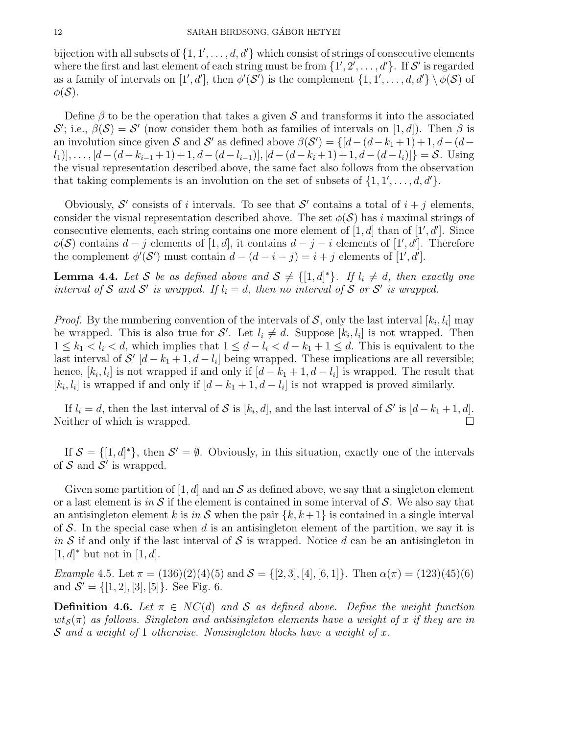bijection with all subsets of $\{1, 1', \ldots, d, d'\}$ which consist of strings of consecutive elements where the first and last element of each string must be from $\{1', 2', \ldots, d'\}$. If $\mathcal{S}'$ is regarded as a family of intervals on $[1', d']$, then $\phi'(\mathcal{S}')$ is the complement $\{1, 1', \ldots, d, d'\} \setminus \phi(\mathcal{S})$ of $\phi(\mathcal{S})$.

Define $\beta$ to be the operation that takes a given $\mathcal{S}$ and transforms it into the associated $\mathcal{S}'$; i.e., $\beta(\mathcal{S}) = \mathcal{S}'$ (now consider them both as families of intervals on $[1, d]$). Then $\beta$ is an involution since given $\mathcal{S}$ and $\mathcal{S}'$ as defined above $\beta(\mathcal{S}') = \{[d-(d-k_1+1)+1, d-(d-l_1)], \ldots, [d-(d-k_{i-1}+1)+1, d-(d-l_{i-1})], [d-(d-k_i+1)+1, d-(d-l_i)]\} = \mathcal{S}$. Using the visual representation described above, the same fact also follows from the observation that taking complements is an involution on the set of subsets of $\{1, 1', \ldots, d, d'\}$.

Obviously, $\mathcal{S}'$ consists of $i$ intervals. To see that $\mathcal{S}'$ contains a total of $i + j$ elements, consider the visual representation described above. The set $\phi(\mathcal{S})$ has $i$ maximal strings of consecutive elements, each string contains one more element of $[1, d]$ than of $[1', d']$. Since $\phi(\mathcal{S})$ contains $d - j$ elements of $[1, d]$, it contains $d - j - i$ elements of $[1', d']$. Therefore the complement $\phi'(\mathcal{S}')$ must contain $d - (d - i - j) = i + j$ elements of $[1', d']$.

**Lemma 4.4.** *Let $\mathcal{S}$ be as defined above and $\mathcal{S} \neq \{[1, d]^*\}$. If $l_i \neq d$, then exactly one interval of $\mathcal{S}$ and $\mathcal{S}'$ is wrapped. If $l_i = d$, then no interval of $\mathcal{S}$ or $\mathcal{S}'$ is wrapped.*

*Proof.* By the numbering convention of the intervals of $\mathcal{S}$, only the last interval $[k_i, l_i]$ may be wrapped. This is also true for $\mathcal{S}'$. Let $l_i \neq d$. Suppose $[k_i, l_i]$ is not wrapped. Then $1 \leq k_1 < l_i < d$, which implies that $1 \leq d - l_i < d - k_1 + 1 \leq d$. This is equivalent to the last interval of $\mathcal{S}'$ $[d - k_1 + 1, d - l_i]$ being wrapped. These implications are all reversible; hence, $[k_i, l_i]$ is not wrapped if and only if $[d - k_1 + 1, d - l_i]$ is wrapped. The result that $[k_i, l_i]$ is wrapped if and only if $[d - k_1 + 1, d - l_i]$ is not wrapped is proved similarly.

If $l_i = d$, then the last interval of $\mathcal{S}$ is $[k_i, d]$, and the last interval of $\mathcal{S}'$ is $[d - k_1 + 1, d]$. Neither of which is wrapped. $\square$

If $\mathcal{S} = \{[1, d]^*\}$, then $\mathcal{S}' = \emptyset$. Obviously, in this situation, exactly one of the intervals of $\mathcal{S}$ and $\mathcal{S}'$ is wrapped.

Given some partition of $[1, d]$ and an $\mathcal{S}$ as defined above, we say that a singleton element or a last element is *in* $\mathcal{S}$ if the element is contained in some interval of $\mathcal{S}$. We also say that an antisingleton element $k$ is *in* $\mathcal{S}$ when the pair $\{k, k+1\}$ is contained in a single interval of $\mathcal{S}$. In the special case when $d$ is an antisingleton element of the partition, we say it is *in* $\mathcal{S}$ if and only if the last interval of $\mathcal{S}$ is wrapped. Notice $d$ can be an antisingleton in $[1, d]^*$ but not in $[1, d]$.

*Example* 4.5. Let $\pi = (136)(2)(4)(5)$ and $\mathcal{S} = \{[2, 3], [4], [6, 1]\}$. Then $\alpha(\pi) = (123)(45)(6)$ and $\mathcal{S}' = \{[1, 2], [3], [5]\}$. See Fig. 6.

**Definition 4.6.** *Let $\pi \in NC(d)$ and $\mathcal{S}$ as defined above. Define the weight function $wt_{\mathcal{S}}(\pi)$ as follows. Singleton and antisingleton elements have a weight of $x$ if they are in $\mathcal{S}$ and a weight of $1$ otherwise. Nonsingleton blocks have a weight of $x$.*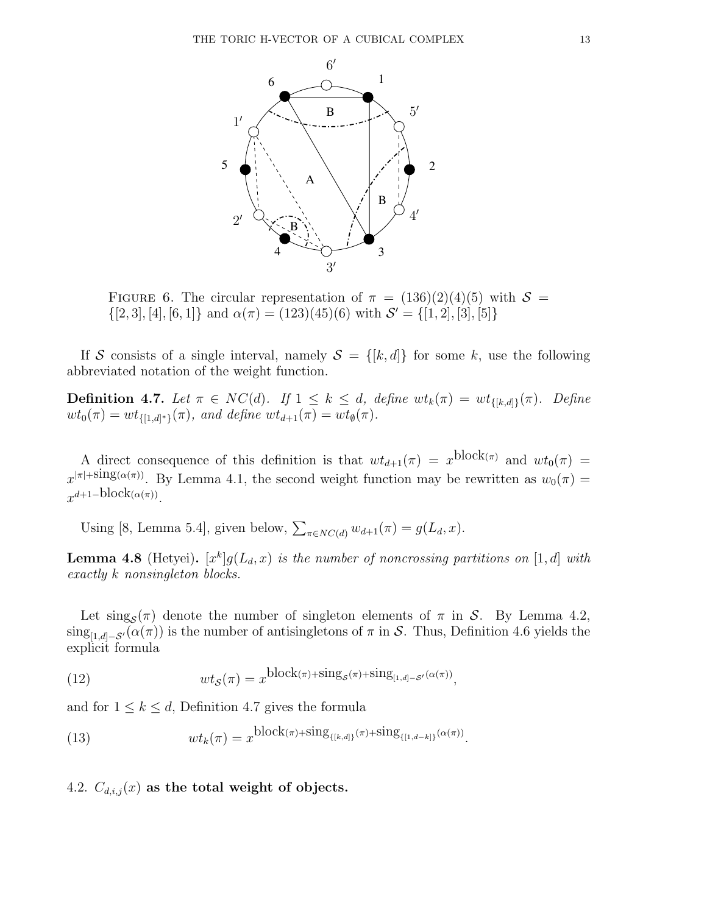FIGURE 6. The circular representation of $\pi = (136)(2)(4)(5)$ with $\mathcal{S} = \{[2,3],[4],[6,1]\}$ and $\alpha(\pi) = (123)(45)(6)$ with $\mathcal{S}' = \{[1,2],[3],[5]\}$

If $\mathcal{S}$ consists of a single interval, namely $\mathcal{S} = \{[k,d]\}$ for some $k$, use the following abbreviated notation of the weight function.

**Definition 4.7.** *Let $\pi \in NC(d)$. If $1 \leq k \leq d$, define $wt_k(\pi) = wt_{\{[k,d]\}}(\pi)$. Define $wt_0(\pi) = wt_{\{[1,d]^*\}}(\pi)$, and define $wt_{d+1}(\pi) = wt_{\emptyset}(\pi)$.*

A direct consequence of this definition is that $wt_{d+1}(\pi) = x^{\text{block}(\pi)}$ and $wt_0(\pi) = x^{|\pi|+\text{sing}(\alpha(\pi))}$. By Lemma 4.1, the second weight function may be rewritten as $w_0(\pi) = x^{d+1-\text{block}(\alpha(\pi))}$.

Using [8, Lemma 5.4], given below, $\sum_{\pi \in NC(d)} w_{d+1}(\pi) = g(L_d, x)$.

**Lemma 4.8** (Hetyei)**.** *$[x^k]g(L_d,x)$ is the number of noncrossing partitions on $[1,d]$ with exactly $k$ nonsingleton blocks.*

Let $\text{sing}_{\mathcal{S}}(\pi)$ denote the number of singleton elements of $\pi$ in $\mathcal{S}$. By Lemma 4.2, $\text{sing}_{[1,d]-\mathcal{S}'}(\alpha(\pi))$ is the number of antisingletons of $\pi$ in $\mathcal{S}$. Thus, Definition 4.6 yields the explicit formula

$$wt_{\mathcal{S}}(\pi) = x^{\text{block}(\pi)+\text{sing}_{\mathcal{S}}(\pi)+\text{sing}_{[1,d]-\mathcal{S}'}(\alpha(\pi))}, \tag{12}$$

and for $1 \leq k \leq d$, Definition 4.7 gives the formula

$$wt_k(\pi) = x^{\text{block}(\pi)+\text{sing}_{\{[k,d]\}}(\pi)+\text{sing}_{\{[1,d-k]\}}(\alpha(\pi))}. \tag{13}$$

### 4.2. $C_{d,i,j}(x)$ as the total weight of objects.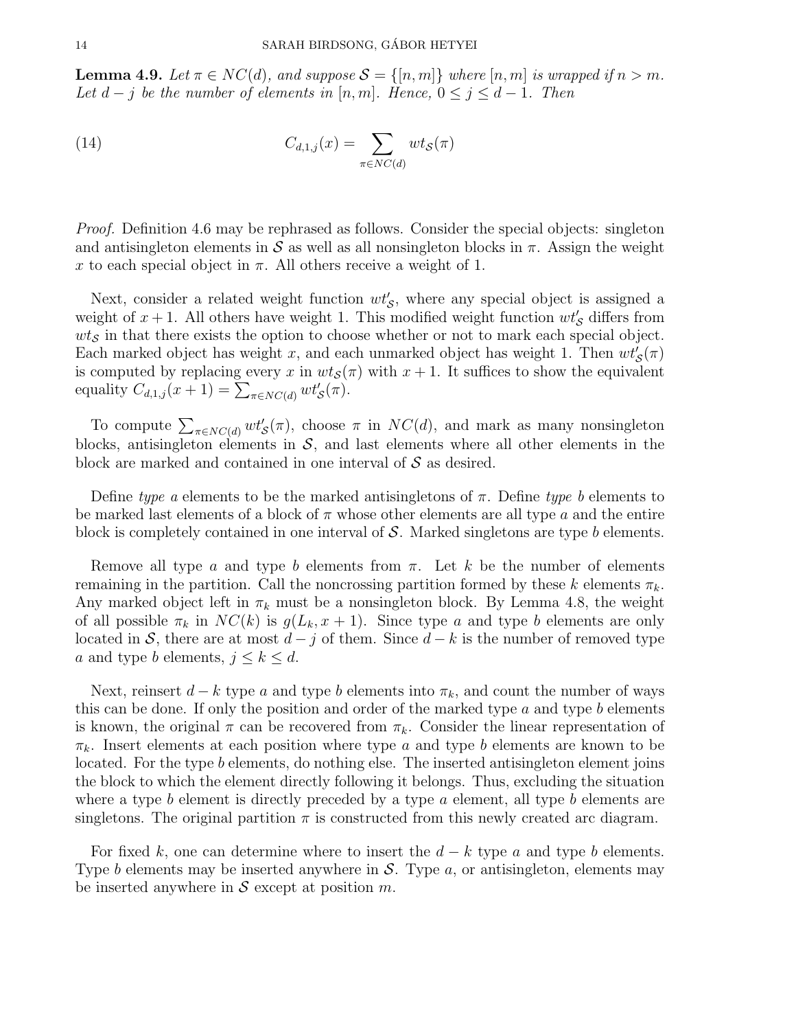**Lemma 4.9.** *Let $\pi \in NC(d)$, and suppose $\mathcal{S} = \{[n, m]\}$ where $[n, m]$ is wrapped if $n > m$. Let $d - j$ be the number of elements in $[n, m]$. Hence, $0 \leq j \leq d - 1$. Then*

$$C_{d,1,j}(x) = \sum_{\pi \in NC(d)} wt_{\mathcal{S}}(\pi) \tag{14}$$

*Proof.* Definition 4.6 may be rephrased as follows. Consider the special objects: singleton and antisingleton elements in $\mathcal{S}$ as well as all nonsingleton blocks in $\pi$. Assign the weight $x$ to each special object in $\pi$. All others receive a weight of 1.

Next, consider a related weight function $wt'_{\mathcal{S}}$, where any special object is assigned a weight of $x+1$. All others have weight 1. This modified weight function $wt'_{\mathcal{S}}$ differs from $wt_{\mathcal{S}}$ in that there exists the option to choose whether or not to mark each special object. Each marked object has weight $x$, and each unmarked object has weight 1. Then $wt'_{\mathcal{S}}(\pi)$ is computed by replacing every $x$ in $wt_{\mathcal{S}}(\pi)$ with $x+1$. It suffices to show the equivalent equality $C_{d,1,j}(x+1) = \sum_{\pi \in NC(d)} wt'_{\mathcal{S}}(\pi)$.

To compute $\sum_{\pi \in NC(d)} wt'_{\mathcal{S}}(\pi)$, choose $\pi$ in $NC(d)$, and mark as many nonsingleton blocks, antisingleton elements in $\mathcal{S}$, and last elements where all other elements in the block are marked and contained in one interval of $\mathcal{S}$ as desired.

Define *type a* elements to be the marked antisingletons of $\pi$. Define *type b* elements to be marked last elements of a block of $\pi$ whose other elements are all type $a$ and the entire block is completely contained in one interval of $\mathcal{S}$. Marked singletons are type $b$ elements.

Remove all type $a$ and type $b$ elements from $\pi$. Let $k$ be the number of elements remaining in the partition. Call the noncrossing partition formed by these $k$ elements $\pi_k$. Any marked object left in $\pi_k$ must be a nonsingleton block. By Lemma 4.8, the weight of all possible $\pi_k$ in $NC(k)$ is $g(L_k, x+1)$. Since type $a$ and type $b$ elements are only located in $\mathcal{S}$, there are at most $d - j$ of them. Since $d - k$ is the number of removed type $a$ and type $b$ elements, $j \leq k \leq d$.

Next, reinsert $d - k$ type $a$ and type $b$ elements into $\pi_k$, and count the number of ways this can be done. If only the position and order of the marked type $a$ and type $b$ elements is known, the original $\pi$ can be recovered from $\pi_k$. Consider the linear representation of $\pi_k$. Insert elements at each position where type $a$ and type $b$ elements are known to be located. For the type $b$ elements, do nothing else. The inserted antisingleton element joins the block to which the element directly following it belongs. Thus, excluding the situation where a type $b$ element is directly preceded by a type $a$ element, all type $b$ elements are singletons. The original partition $\pi$ is constructed from this newly created arc diagram.

For fixed $k$, one can determine where to insert the $d - k$ type $a$ and type $b$ elements. Type $b$ elements may be inserted anywhere in $\mathcal{S}$. Type $a$, or antisingleton, elements may be inserted anywhere in $\mathcal{S}$ except at position $m$.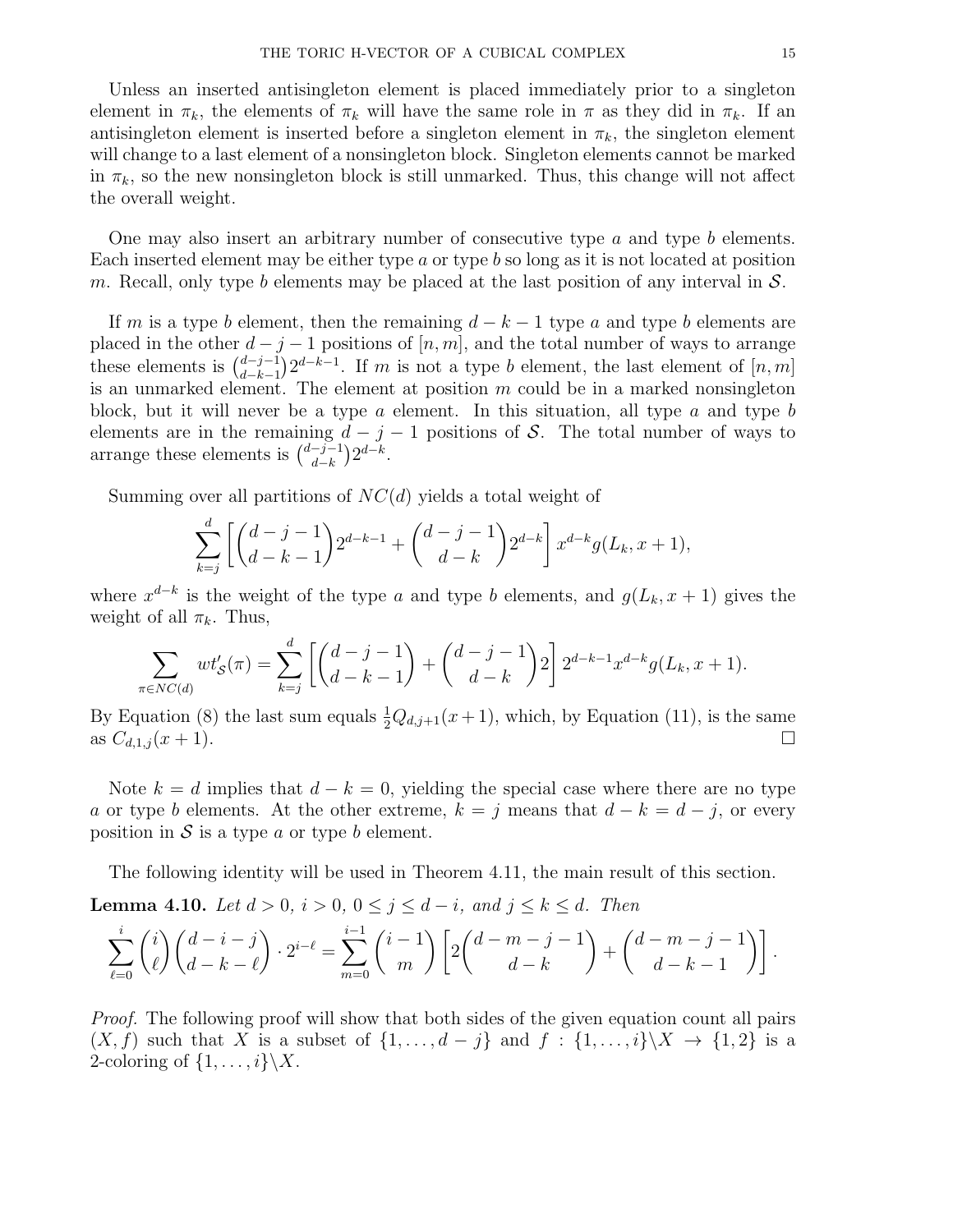Unless an inserted antisingleton element is placed immediately prior to a singleton element in $\pi_k$, the elements of $\pi_k$ will have the same role in $\pi$ as they did in $\pi_k$. If an antisingleton element is inserted before a singleton element in $\pi_k$, the singleton element will change to a last element of a nonsingleton block. Singleton elements cannot be marked in $\pi_k$, so the new nonsingleton block is still unmarked. Thus, this change will not affect the overall weight.

One may also insert an arbitrary number of consecutive type $a$ and type $b$ elements. Each inserted element may be either type $a$ or type $b$ so long as it is not located at position $m$. Recall, only type $b$ elements may be placed at the last position of any interval in $\mathcal{S}$.

If $m$ is a type $b$ element, then the remaining $d-k-1$ type $a$ and type $b$ elements are placed in the other $d-j-1$ positions of $[n,m]$, and the total number of ways to arrange these elements is $\binom{d-j-1}{d-k-1}2^{d-k-1}$. If $m$ is not a type $b$ element, the last element of $[n,m]$ is an unmarked element. The element at position $m$ could be in a marked nonsingleton block, but it will never be a type $a$ element. In this situation, all type $a$ and type $b$ elements are in the remaining $d-j-1$ positions of $\mathcal{S}$. The total number of ways to arrange these elements is $\binom{d-j-1}{d-k}2^{d-k}$.

Summing over all partitions of $NC(d)$ yields a total weight of

$$\sum_{k=j}^{d}\left[\binom{d-j-1}{d-k-1}2^{d-k-1}+\binom{d-j-1}{d-k}2^{d-k}\right]x^{d-k}g(L_k,x+1),$$

where $x^{d-k}$ is the weight of the type $a$ and type $b$ elements, and $g(L_k,x+1)$ gives the weight of all $\pi_k$. Thus,

$$\sum_{\pi\in NC(d)} wt'_{\mathcal{S}}(\pi)=\sum_{k=j}^{d}\left[\binom{d-j-1}{d-k-1}+\binom{d-j-1}{d-k}2\right]2^{d-k-1}x^{d-k}g(L_k,x+1).$$

By Equation (8) the last sum equals $\frac{1}{2}Q_{d,j+1}(x+1)$, which, by Equation (11), is the same as $C_{d,1,j}(x+1)$. $\square$

Note $k=d$ implies that $d-k=0$, yielding the special case where there are no type $a$ or type $b$ elements. At the other extreme, $k=j$ means that $d-k=d-j$, or every position in $\mathcal{S}$ is a type $a$ or type $b$ element.

The following identity will be used in Theorem 4.11, the main result of this section.

**Lemma 4.10.** *Let $d>0$, $i>0$, $0\le j\le d-i$, and $j\le k\le d$. Then*

$$\sum_{\ell=0}^{i}\binom{i}{\ell}\binom{d-i-j}{d-k-\ell}\cdot 2^{i-\ell}=\sum_{m=0}^{i-1}\binom{i-1}{m}\left[2\binom{d-m-j-1}{d-k}+\binom{d-m-j-1}{d-k-1}\right].$$

*Proof.* The following proof will show that both sides of the given equation count all pairs $(X,f)$ such that $X$ is a subset of $\{1,\ldots,d-j\}$ and $f:\{1,\ldots,i\}\backslash X\to\{1,2\}$ is a 2-coloring of $\{1,\ldots,i\}\backslash X$.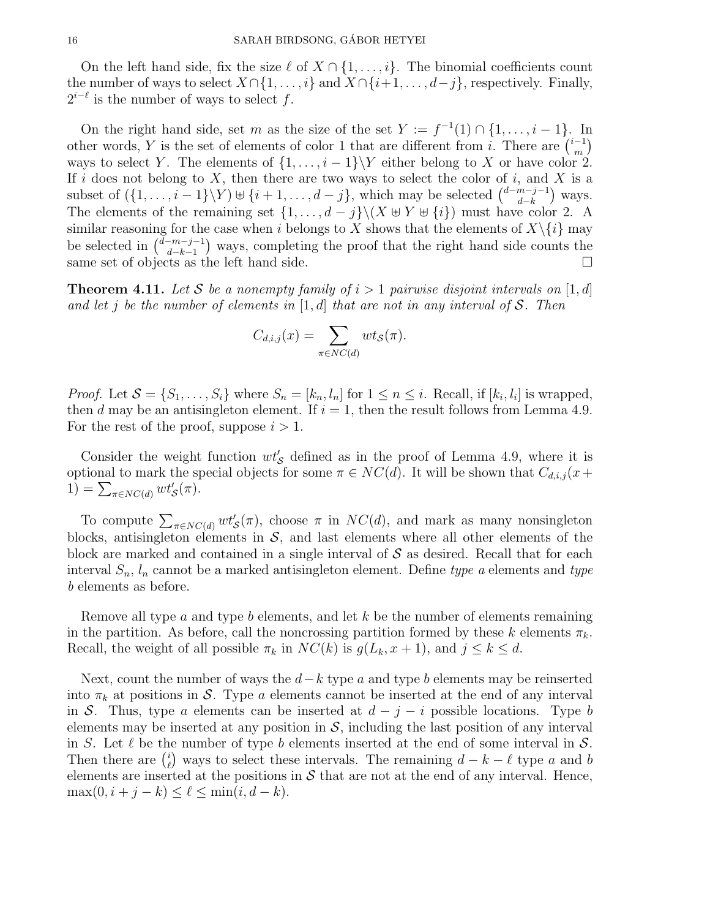On the left hand side, fix the size $\ell$ of $X \cap \{1,\ldots,i\}$. The binomial coefficients count the number of ways to select $X \cap \{1,\ldots,i\}$ and $X \cap \{i+1,\ldots,d-j\}$, respectively. Finally, $2^{i-\ell}$ is the number of ways to select $f$.

On the right hand side, set $m$ as the size of the set $Y := f^{-1}(1) \cap \{1,\ldots,i-1\}$. In other words, $Y$ is the set of elements of color 1 that are different from $i$. There are $\binom{i-1}{m}$ ways to select $Y$. The elements of $\{1,\ldots,i-1\}\backslash Y$ either belong to $X$ or have color 2. If $i$ does not belong to $X$, then there are two ways to select the color of $i$, and $X$ is a subset of $(\{1,\ldots,i-1\}\backslash Y) \uplus \{i+1,\ldots,d-j\}$, which may be selected $\binom{d-m-j-1}{d-k}$ ways. The elements of the remaining set $\{1,\ldots,d-j\}\backslash(X \uplus Y \uplus \{i\})$ must have color 2. A similar reasoning for the case when $i$ belongs to $X$ shows that the elements of $X\backslash\{i\}$ may be selected in $\binom{d-m-j-1}{d-k-1}$ ways, completing the proof that the right hand side counts the same set of objects as the left hand side. □

**Theorem 4.11.** *Let $\mathcal{S}$ be a nonempty family of $i > 1$ pairwise disjoint intervals on $[1,d]$ and let $j$ be the number of elements in $[1,d]$ that are not in any interval of $\mathcal{S}$. Then*

$$C_{d,i,j}(x) = \sum_{\pi \in NC(d)} wt_{\mathcal{S}}(\pi).$$

*Proof.* Let $\mathcal{S} = \{S_1,\ldots,S_i\}$ where $S_n = [k_n, l_n]$ for $1 \le n \le i$. Recall, if $[k_i, l_i]$ is wrapped, then $d$ may be an antisingleton element. If $i = 1$, then the result follows from Lemma 4.9. For the rest of the proof, suppose $i > 1$.

Consider the weight function $wt'_{\mathcal{S}}$ defined as in the proof of Lemma 4.9, where it is optional to mark the special objects for some $\pi \in NC(d)$. It will be shown that $C_{d,i,j}(x+1) = \sum_{\pi\in NC(d)} wt'_{\mathcal{S}}(\pi)$.

To compute $\sum_{\pi\in NC(d)} wt'_{\mathcal{S}}(\pi)$, choose $\pi$ in $NC(d)$, and mark as many nonsingleton blocks, antisingleton elements in $\mathcal{S}$, and last elements where all other elements of the block are marked and contained in a single interval of $\mathcal{S}$ as desired. Recall that for each interval $S_n$, $l_n$ cannot be a marked antisingleton element. Define *type a* elements and *type b* elements as before.

Remove all type $a$ and type $b$ elements, and let $k$ be the number of elements remaining in the partition. As before, call the noncrossing partition formed by these $k$ elements $\pi_k$. Recall, the weight of all possible $\pi_k$ in $NC(k)$ is $g(L_k, x+1)$, and $j \le k \le d$.

Next, count the number of ways the $d-k$ type $a$ and type $b$ elements may be reinserted into $\pi_k$ at positions in $\mathcal{S}$. Type $a$ elements cannot be inserted at the end of any interval in $\mathcal{S}$. Thus, type $a$ elements can be inserted at $d-j-i$ possible locations. Type $b$ elements may be inserted at any position in $\mathcal{S}$, including the last position of any interval in $S$. Let $\ell$ be the number of type $b$ elements inserted at the end of some interval in $\mathcal{S}$. Then there are $\binom{i}{\ell}$ ways to select these intervals. The remaining $d-k-\ell$ type $a$ and $b$ elements are inserted at the positions in $\mathcal{S}$ that are not at the end of any interval. Hence, $\max(0, i+j-k) \le \ell \le \min(i, d-k)$.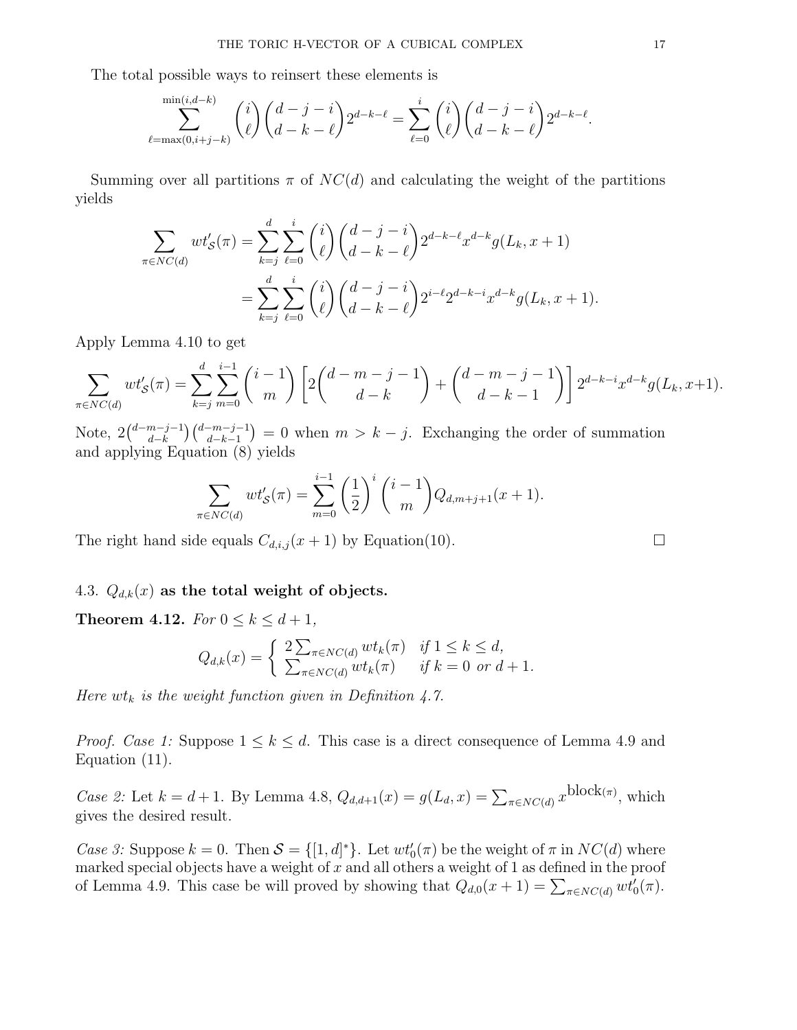The total possible ways to reinsert these elements is

$$\sum_{\ell=\max(0,i+j-k)}^{\min(i,d-k)} \binom{i}{\ell}\binom{d-j-i}{d-k-\ell}2^{d-k-\ell} = \sum_{\ell=0}^{i} \binom{i}{\ell}\binom{d-j-i}{d-k-\ell}2^{d-k-\ell}.$$

Summing over all partitions $\pi$ of $NC(d)$ and calculating the weight of the partitions yields

$$\begin{aligned}
\sum_{\pi\in NC(d)} wt'_{\mathcal{S}}(\pi) &= \sum_{k=j}^{d}\sum_{\ell=0}^{i} \binom{i}{\ell}\binom{d-j-i}{d-k-\ell}2^{d-k-\ell}x^{d-k}g(L_k, x+1) \\
&= \sum_{k=j}^{d}\sum_{\ell=0}^{i} \binom{i}{\ell}\binom{d-j-i}{d-k-\ell}2^{i-\ell}2^{d-k-i}x^{d-k}g(L_k, x+1).
\end{aligned}$$

Apply Lemma 4.10 to get

$$\sum_{\pi\in NC(d)} wt'_{\mathcal{S}}(\pi) = \sum_{k=j}^{d}\sum_{m=0}^{i-1} \binom{i-1}{m}\left[2\binom{d-m-j-1}{d-k} + \binom{d-m-j-1}{d-k-1}\right]2^{d-k-i}x^{d-k}g(L_k, x+1).$$

Note, $2\binom{d-m-j-1}{d-k}\binom{d-m-j-1}{d-k-1} = 0$ when $m > k-j$. Exchanging the order of summation and applying Equation (8) yields

$$\sum_{\pi\in NC(d)} wt'_{\mathcal{S}}(\pi) = \sum_{m=0}^{i-1}\left(\frac{1}{2}\right)^{i}\binom{i-1}{m}Q_{d,m+j+1}(x+1).$$

The right hand side equals $C_{d,i,j}(x+1)$ by Equation(10). $\square$

### 4.3. $Q_{d,k}(x)$ as the total weight of objects.

**Theorem 4.12.** *For $0 \le k \le d+1$,*

$$Q_{d,k}(x) = \begin{cases} 2\sum_{\pi\in NC(d)} wt_k(\pi) & \text{if } 1 \le k \le d, \\ \sum_{\pi\in NC(d)} wt_k(\pi) & \text{if } k = 0 \text{ or } d+1. \end{cases}$$

*Here $wt_k$ is the weight function given in Definition 4.7.*

*Proof. Case 1:* Suppose $1 \le k \le d$. This case is a direct consequence of Lemma 4.9 and Equation (11).

*Case 2:* Let $k = d+1$. By Lemma 4.8, $Q_{d,d+1}(x) = g(L_d, x) = \sum_{\pi\in NC(d)} x^{\text{block}(\pi)}$, which gives the desired result.

*Case 3:* Suppose $k = 0$. Then $\mathcal{S} = \{[1,d]^*\}$. Let $wt'_0(\pi)$ be the weight of $\pi$ in $NC(d)$ where marked special objects have a weight of $x$ and all others a weight of 1 as defined in the proof of Lemma 4.9. This case be will proved by showing that $Q_{d,0}(x+1) = \sum_{\pi\in NC(d)} wt'_0(\pi)$.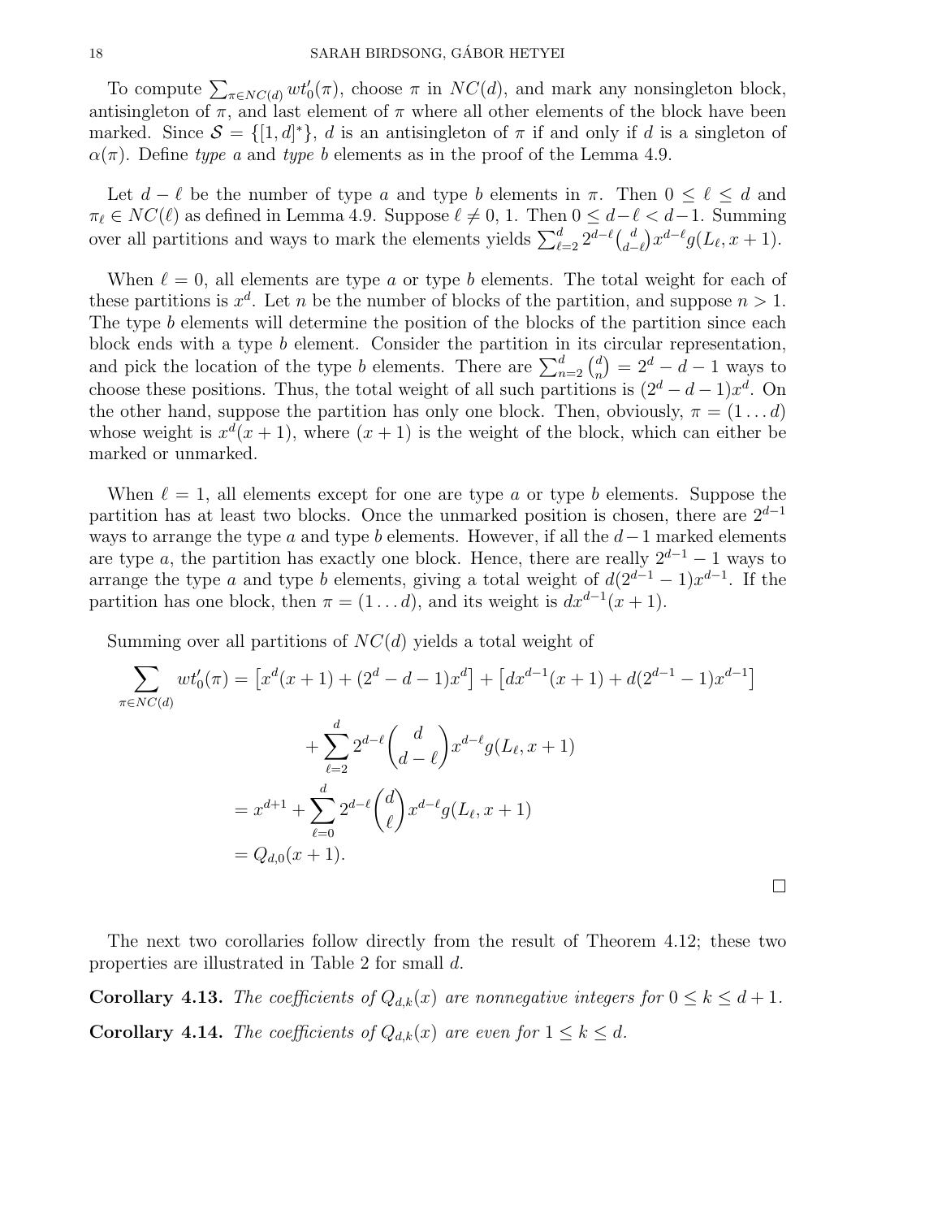To compute $\sum_{\pi \in NC(d)} wt_0'(\pi)$, choose $\pi$ in $NC(d)$, and mark any nonsingleton block, antisingleton of $\pi$, and last element of $\pi$ where all other elements of the block have been marked. Since $\mathcal{S} = \{[1,d]^*\}$, $d$ is an antisingleton of $\pi$ if and only if $d$ is a singleton of $\alpha(\pi)$. Define *type a* and *type b* elements as in the proof of the Lemma 4.9.

Let $d - \ell$ be the number of type $a$ and type $b$ elements in $\pi$. Then $0 \leq \ell \leq d$ and $\pi_\ell \in NC(\ell)$ as defined in Lemma 4.9. Suppose $\ell \neq 0, 1$. Then $0 \leq d - \ell < d - 1$. Summing over all partitions and ways to mark the elements yields $\sum_{\ell=2}^{d} 2^{d-\ell} \binom{d}{d-\ell} x^{d-\ell} g(L_\ell, x+1)$.

When $\ell = 0$, all elements are type $a$ or type $b$ elements. The total weight for each of these partitions is $x^d$. Let $n$ be the number of blocks of the partition, and suppose $n > 1$. The type $b$ elements will determine the position of the blocks of the partition since each block ends with a type $b$ element. Consider the partition in its circular representation, and pick the location of the type $b$ elements. There are $\sum_{n=2}^{d} \binom{d}{n} = 2^d - d - 1$ ways to choose these positions. Thus, the total weight of all such partitions is $(2^d - d - 1)x^d$. On the other hand, suppose the partition has only one block. Then, obviously, $\pi = (1 \ldots d)$ whose weight is $x^d(x+1)$, where $(x+1)$ is the weight of the block, which can either be marked or unmarked.

When $\ell = 1$, all elements except for one are type $a$ or type $b$ elements. Suppose the partition has at least two blocks. Once the unmarked position is chosen, there are $2^{d-1}$ ways to arrange the type $a$ and type $b$ elements. However, if all the $d-1$ marked elements are type $a$, the partition has exactly one block. Hence, there are really $2^{d-1} - 1$ ways to arrange the type $a$ and type $b$ elements, giving a total weight of $d(2^{d-1} - 1)x^{d-1}$. If the partition has one block, then $\pi = (1 \ldots d)$, and its weight is $dx^{d-1}(x+1)$.

Summing over all partitions of $NC(d)$ yields a total weight of

$$
\begin{aligned}
\sum_{\pi \in NC(d)} wt_0'(\pi) &= \left[x^d(x+1) + (2^d - d - 1)x^d\right] + \left[dx^{d-1}(x+1) + d(2^{d-1} - 1)x^{d-1}\right] \\
&\quad + \sum_{\ell=2}^{d} 2^{d-\ell} \binom{d}{d-\ell} x^{d-\ell} g(L_\ell, x+1) \\
&= x^{d+1} + \sum_{\ell=0}^{d} 2^{d-\ell} \binom{d}{\ell} x^{d-\ell} g(L_\ell, x+1) \\
&= Q_{d,0}(x+1).
\end{aligned}
$$

□

The next two corollaries follow directly from the result of Theorem 4.12; these two properties are illustrated in Table 2 for small $d$.

**Corollary 4.13.** *The coefficients of $Q_{d,k}(x)$ are nonnegative integers for $0 \leq k \leq d+1$.*

**Corollary 4.14.** *The coefficients of $Q_{d,k}(x)$ are even for $1 \leq k \leq d$.*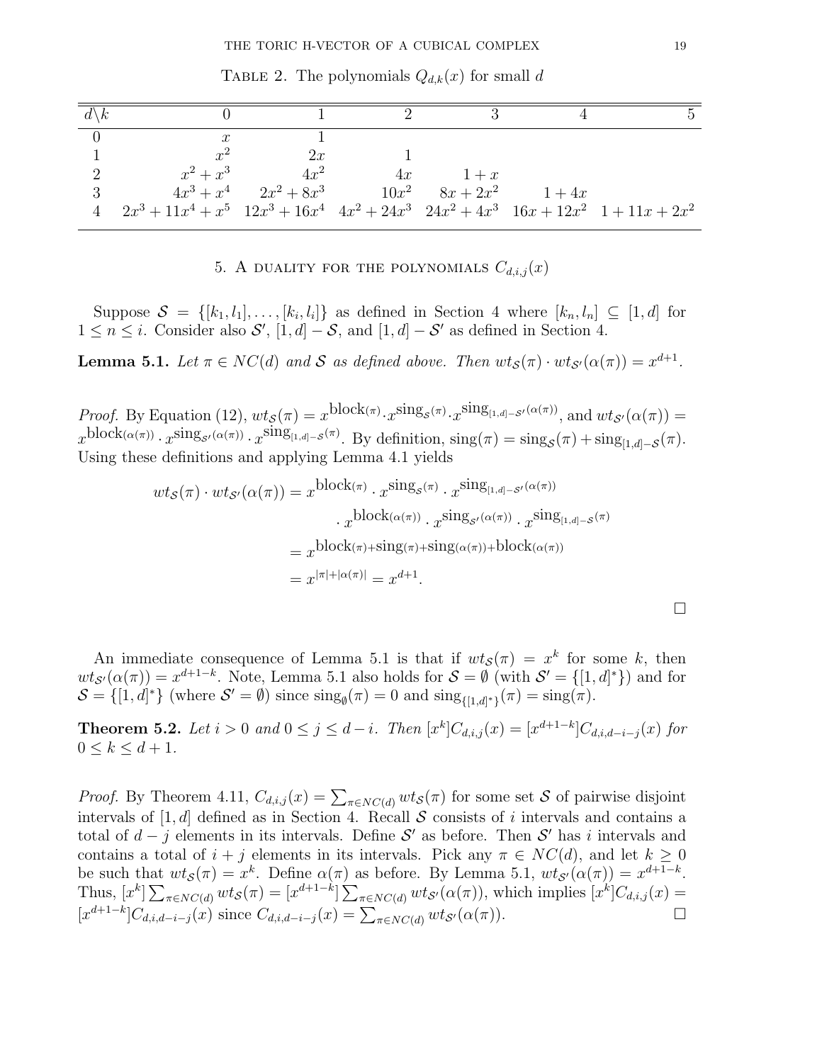Table 2. The polynomials $Q_{d,k}(x)$ for small $d$

| $d\backslash k$ | 0 | 1 | 2 | 3 | 4 | 5 |
|---|---|---|---|---|---|---|
| 0 | $x$ | $1$ | | | | |
| 1 | $x^2$ | $2x$ | $1$ | | | |
| 2 | $x^2+x^3$ | $4x^2$ | $4x$ | $1+x$ | | |
| 3 | $4x^3+x^4$ | $2x^2+8x^3$ | $10x^2$ | $8x+2x^2$ | $1+4x$ | |
| 4 | $2x^3+11x^4+x^5$ | $12x^3+16x^4$ | $4x^2+24x^3$ | $24x^2+4x^3$ | $16x+12x^2$ | $1+11x+2x^2$ |

## 5. A duality for the polynomials $C_{d,i,j}(x)$

Suppose $\mathcal{S} = \{[k_1, l_1], \ldots, [k_i, l_i]\}$ as defined in Section 4 where $[k_n, l_n] \subseteq [1, d]$ for $1 \le n \le i$. Consider also $\mathcal{S}'$, $[1, d] - \mathcal{S}$, and $[1, d] - \mathcal{S}'$ as defined in Section 4.

**Lemma 5.1.** *Let $\pi \in NC(d)$ and $\mathcal{S}$ as defined above. Then $wt_{\mathcal{S}}(\pi) \cdot wt_{\mathcal{S}'}(\alpha(\pi)) = x^{d+1}$.*

*Proof.* By Equation (12), $wt_{\mathcal{S}}(\pi) = x^{\text{block}(\pi)} \cdot x^{\text{sing}_{\mathcal{S}}(\pi)} \cdot x^{\text{sing}_{[1,d]-\mathcal{S}'}(\alpha(\pi))}$, and $wt_{\mathcal{S}'}(\alpha(\pi)) = x^{\text{block}(\alpha(\pi))} \cdot x^{\text{sing}_{\mathcal{S}'}(\alpha(\pi))} \cdot x^{\text{sing}_{[1,d]-\mathcal{S}}(\pi)}$. By definition, $\text{sing}(\pi) = \text{sing}_{\mathcal{S}}(\pi) + \text{sing}_{[1,d]-\mathcal{S}}(\pi)$. Using these definitions and applying Lemma 4.1 yields

$$
\begin{aligned}
wt_{\mathcal{S}}(\pi) \cdot wt_{\mathcal{S}'}(\alpha(\pi)) &= x^{\text{block}(\pi)} \cdot x^{\text{sing}_{\mathcal{S}}(\pi)} \cdot x^{\text{sing}_{[1,d]-\mathcal{S}'}(\alpha(\pi))} \\
&\quad \cdot x^{\text{block}(\alpha(\pi))} \cdot x^{\text{sing}_{\mathcal{S}'}(\alpha(\pi))} \cdot x^{\text{sing}_{[1,d]-\mathcal{S}}(\pi)} \\
&= x^{\text{block}(\pi)+\text{sing}(\pi)+\text{sing}(\alpha(\pi))+\text{block}(\alpha(\pi))} \\
&= x^{|\pi|+|\alpha(\pi)|} = x^{d+1}.
\end{aligned}
$$

$\square$

An immediate consequence of Lemma 5.1 is that if $wt_{\mathcal{S}}(\pi) = x^k$ for some $k$, then $wt_{\mathcal{S}'}(\alpha(\pi)) = x^{d+1-k}$. Note, Lemma 5.1 also holds for $\mathcal{S} = \emptyset$ (with $\mathcal{S}' = \{[1, d]^*\}$) and for $\mathcal{S} = \{[1, d]^*\}$ (where $\mathcal{S}' = \emptyset$) since $\text{sing}_{\emptyset}(\pi) = 0$ and $\text{sing}_{\{[1,d]^*\}}(\pi) = \text{sing}(\pi)$.

**Theorem 5.2.** *Let $i > 0$ and $0 \le j \le d - i$. Then $[x^k]C_{d,i,j}(x) = [x^{d+1-k}]C_{d,i,d-i-j}(x)$ for $0 \le k \le d + 1$.*

*Proof.* By Theorem 4.11, $C_{d,i,j}(x) = \sum_{\pi \in NC(d)} wt_{\mathcal{S}}(\pi)$ for some set $\mathcal{S}$ of pairwise disjoint intervals of $[1, d]$ defined as in Section 4. Recall $\mathcal{S}$ consists of $i$ intervals and contains a total of $d - j$ elements in its intervals. Define $\mathcal{S}'$ as before. Then $\mathcal{S}'$ has $i$ intervals and contains a total of $i + j$ elements in its intervals. Pick any $\pi \in NC(d)$, and let $k \ge 0$ be such that $wt_{\mathcal{S}}(\pi) = x^k$. Define $\alpha(\pi)$ as before. By Lemma 5.1, $wt_{\mathcal{S}'}(\alpha(\pi)) = x^{d+1-k}$. Thus, $[x^k] \sum_{\pi \in NC(d)} wt_{\mathcal{S}}(\pi) = [x^{d+1-k}] \sum_{\pi \in NC(d)} wt_{\mathcal{S}'}(\alpha(\pi))$, which implies $[x^k]C_{d,i,j}(x) = [x^{d+1-k}]C_{d,i,d-i-j}(x)$ since $C_{d,i,d-i-j}(x) = \sum_{\pi \in NC(d)} wt_{\mathcal{S}'}(\alpha(\pi))$. $\square$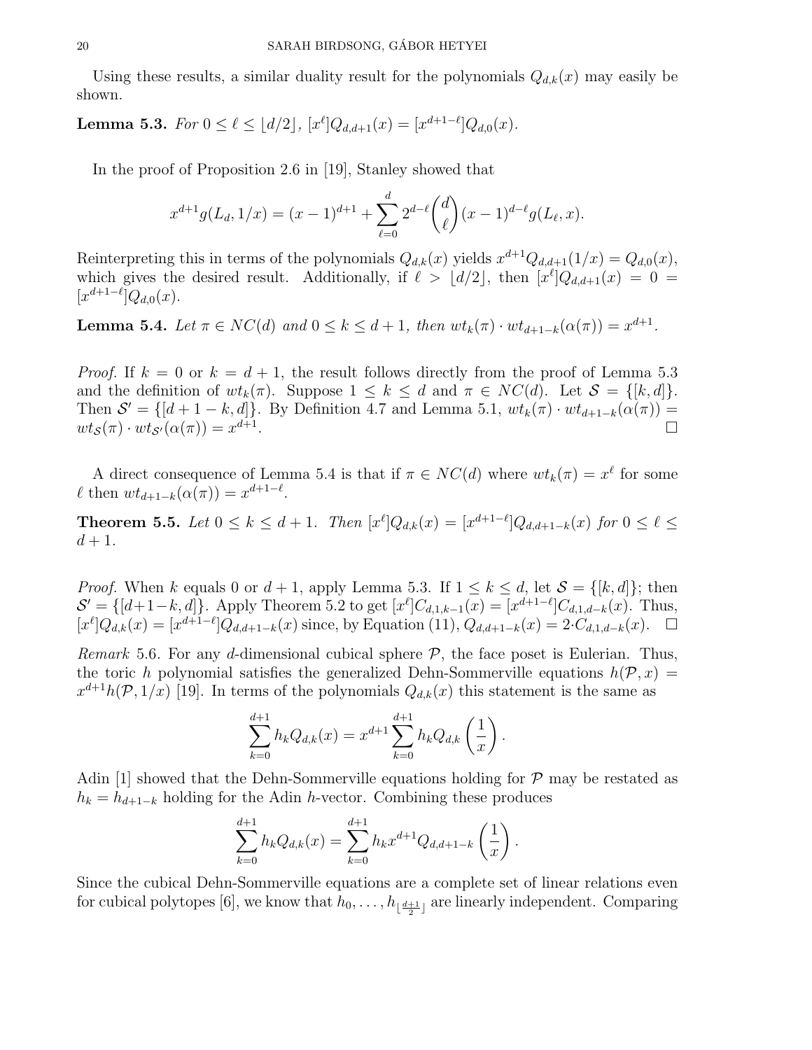Using these results, a similar duality result for the polynomials $Q_{d,k}(x)$ may easily be shown.

**Lemma 5.3.** *For* $0 \leq \ell \leq \lfloor d/2 \rfloor$, $[x^\ell]Q_{d,d+1}(x) = [x^{d+1-\ell}]Q_{d,0}(x)$.

In the proof of Proposition 2.6 in [19], Stanley showed that

$$x^{d+1}g(L_d, 1/x) = (x-1)^{d+1} + \sum_{\ell=0}^{d} 2^{d-\ell}\binom{d}{\ell}(x-1)^{d-\ell}g(L_\ell, x).$$

Reinterpreting this in terms of the polynomials $Q_{d,k}(x)$ yields $x^{d+1}Q_{d,d+1}(1/x) = Q_{d,0}(x)$, which gives the desired result. Additionally, if $\ell > \lfloor d/2 \rfloor$, then $[x^\ell]Q_{d,d+1}(x) = 0 = [x^{d+1-\ell}]Q_{d,0}(x)$.

**Lemma 5.4.** *Let* $\pi \in NC(d)$ *and* $0 \leq k \leq d+1$, *then* $wt_k(\pi) \cdot wt_{d+1-k}(\alpha(\pi)) = x^{d+1}$.

*Proof.* If $k = 0$ or $k = d+1$, the result follows directly from the proof of Lemma 5.3 and the definition of $wt_k(\pi)$. Suppose $1 \leq k \leq d$ and $\pi \in NC(d)$. Let $\mathcal{S} = \{[k, d]\}$. Then $\mathcal{S}' = \{[d+1-k, d]\}$. By Definition 4.7 and Lemma 5.1, $wt_k(\pi) \cdot wt_{d+1-k}(\alpha(\pi)) = wt_{\mathcal{S}}(\pi) \cdot wt_{\mathcal{S}'}(\alpha(\pi)) = x^{d+1}$. $\square$

A direct consequence of Lemma 5.4 is that if $\pi \in NC(d)$ where $wt_k(\pi) = x^\ell$ for some $\ell$ then $wt_{d+1-k}(\alpha(\pi)) = x^{d+1-\ell}$.

**Theorem 5.5.** *Let* $0 \leq k \leq d+1$. *Then* $[x^\ell]Q_{d,k}(x) = [x^{d+1-\ell}]Q_{d,d+1-k}(x)$ *for* $0 \leq \ell \leq d+1$.

*Proof.* When $k$ equals 0 or $d+1$, apply Lemma 5.3. If $1 \leq k \leq d$, let $\mathcal{S} = \{[k, d]\}$; then $\mathcal{S}' = \{[d+1-k, d]\}$. Apply Theorem 5.2 to get $[x^\ell]C_{d,1,k-1}(x) = [x^{d+1-\ell}]C_{d,1,d-k}(x)$. Thus, $[x^\ell]Q_{d,k}(x) = [x^{d+1-\ell}]Q_{d,d+1-k}(x)$ since, by Equation (11), $Q_{d,d+1-k}(x) = 2 \cdot C_{d,1,d-k}(x)$. $\square$

*Remark* 5.6. For any $d$-dimensional cubical sphere $\mathcal{P}$, the face poset is Eulerian. Thus, the toric $h$ polynomial satisfies the generalized Dehn-Sommerville equations $h(\mathcal{P}, x) = x^{d+1}h(\mathcal{P}, 1/x)$ [19]. In terms of the polynomials $Q_{d,k}(x)$ this statement is the same as

$$\sum_{k=0}^{d+1} h_k Q_{d,k}(x) = x^{d+1} \sum_{k=0}^{d+1} h_k Q_{d,k}\left(\frac{1}{x}\right).$$

Adin [1] showed that the Dehn-Sommerville equations holding for $\mathcal{P}$ may be restated as $h_k = h_{d+1-k}$ holding for the Adin $h$-vector. Combining these produces

$$\sum_{k=0}^{d+1} h_k Q_{d,k}(x) = \sum_{k=0}^{d+1} h_k x^{d+1} Q_{d,d+1-k}\left(\frac{1}{x}\right).$$

Since the cubical Dehn-Sommerville equations are a complete set of linear relations even for cubical polytopes [6], we know that $h_0, \ldots, h_{\lfloor \frac{d+1}{2} \rfloor}$ are linearly independent. Comparing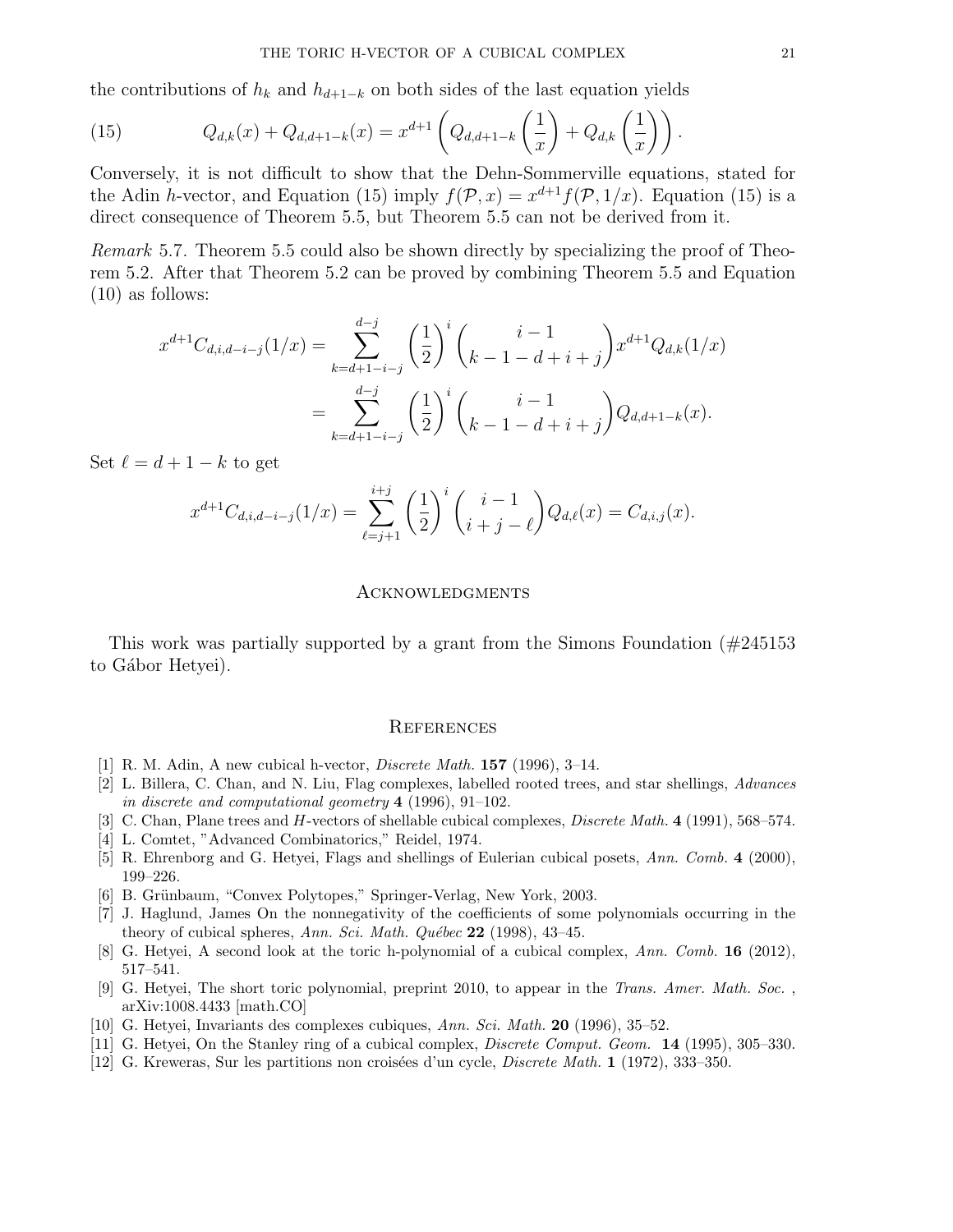the contributions of $h_k$ and $h_{d+1-k}$ on both sides of the last equation yields

$$Q_{d,k}(x) + Q_{d,d+1-k}(x) = x^{d+1}\left(Q_{d,d+1-k}\left(\frac{1}{x}\right) + Q_{d,k}\left(\frac{1}{x}\right)\right). \tag{15}$$

Conversely, it is not difficult to show that the Dehn-Sommerville equations, stated for the Adin $h$-vector, and Equation (15) imply $f(\mathcal{P}, x) = x^{d+1} f(\mathcal{P}, 1/x)$. Equation (15) is a direct consequence of Theorem 5.5, but Theorem 5.5 can not be derived from it.

*Remark* 5.7. Theorem 5.5 could also be shown directly by specializing the proof of Theorem 5.2. After that Theorem 5.2 can be proved by combining Theorem 5.5 and Equation (10) as follows:

$$\begin{aligned}
x^{d+1} C_{d,i,d-i-j}(1/x) &= \sum_{k=d+1-i-j}^{d-j} \left(\frac{1}{2}\right)^i \binom{i-1}{k-1-d+i+j} x^{d+1} Q_{d,k}(1/x) \\
&= \sum_{k=d+1-i-j}^{d-j} \left(\frac{1}{2}\right)^i \binom{i-1}{k-1-d+i+j} Q_{d,d+1-k}(x).
\end{aligned}$$

Set $\ell = d + 1 - k$ to get

$$x^{d+1} C_{d,i,d-i-j}(1/x) = \sum_{\ell=j+1}^{i+j} \left(\frac{1}{2}\right)^i \binom{i-1}{i+j-\ell} Q_{d,\ell}(x) = C_{d,i,j}(x).$$

## Acknowledgments

This work was partially supported by a grant from the Simons Foundation (#245153 to Gábor Hetyei).

## References

[1] R. M. Adin, A new cubical h-vector, *Discrete Math.* **157** (1996), 3–14.

[2] L. Billera, C. Chan, and N. Liu, Flag complexes, labelled rooted trees, and star shellings, *Advances in discrete and computational geometry* **4** (1996), 91–102.

[3] C. Chan, Plane trees and $H$-vectors of shellable cubical complexes, *Discrete Math.* **4** (1991), 568–574.

[4] L. Comtet, "Advanced Combinatorics," Reidel, 1974.

[5] R. Ehrenborg and G. Hetyei, Flags and shellings of Eulerian cubical posets, *Ann. Comb.* **4** (2000), 199–226.

[6] B. Grünbaum, "Convex Polytopes," Springer-Verlag, New York, 2003.

[7] J. Haglund, James On the nonnegativity of the coefficients of some polynomials occurring in the theory of cubical spheres, *Ann. Sci. Math. Québec* **22** (1998), 43–45.

[8] G. Hetyei, A second look at the toric h-polynomial of a cubical complex, *Ann. Comb.* **16** (2012), 517–541.

[9] G. Hetyei, The short toric polynomial, preprint 2010, to appear in the *Trans. Amer. Math. Soc.* , arXiv:1008.4433 [math.CO]

[10] G. Hetyei, Invariants des complexes cubiques, *Ann. Sci. Math.* **20** (1996), 35–52.

[11] G. Hetyei, On the Stanley ring of a cubical complex, *Discrete Comput. Geom.* **14** (1995), 305–330.

[12] G. Kreweras, Sur les partitions non croisées d'un cycle, *Discrete Math.* **1** (1972), 333–350.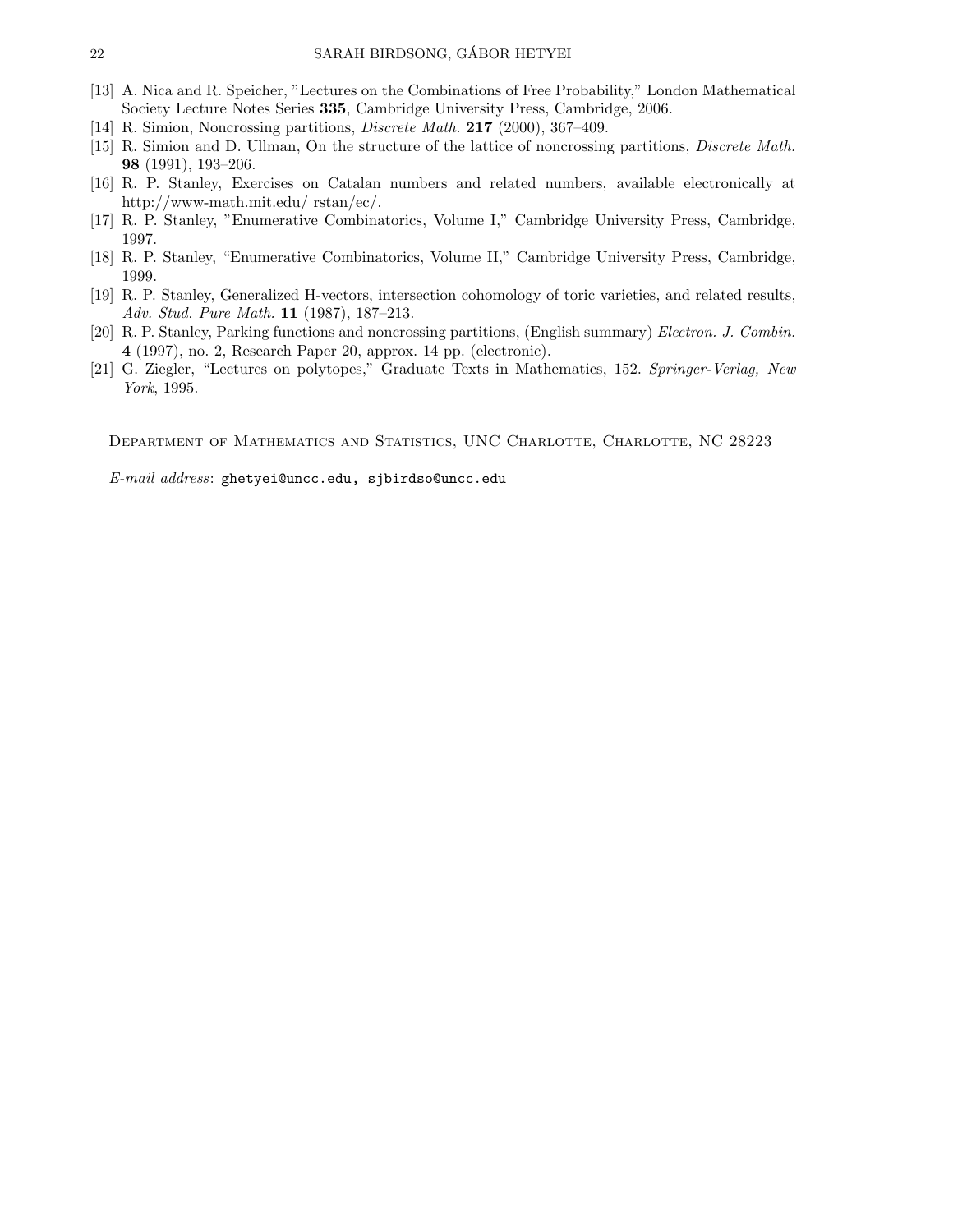[13] A. Nica and R. Speicher, "Lectures on the Combinations of Free Probability," London Mathematical Society Lecture Notes Series **335**, Cambridge University Press, Cambridge, 2006.

[14] R. Simion, Noncrossing partitions, *Discrete Math.* **217** (2000), 367–409.

[15] R. Simion and D. Ullman, On the structure of the lattice of noncrossing partitions, *Discrete Math.* **98** (1991), 193–206.

[16] R. P. Stanley, Exercises on Catalan numbers and related numbers, available electronically at http://www-math.mit.edu/ rstan/ec/.

[17] R. P. Stanley, "Enumerative Combinatorics, Volume I," Cambridge University Press, Cambridge, 1997.

[18] R. P. Stanley, "Enumerative Combinatorics, Volume II," Cambridge University Press, Cambridge, 1999.

[19] R. P. Stanley, Generalized H-vectors, intersection cohomology of toric varieties, and related results, *Adv. Stud. Pure Math.* **11** (1987), 187–213.

[20] R. P. Stanley, Parking functions and noncrossing partitions, (English summary) *Electron. J. Combin.* **4** (1997), no. 2, Research Paper 20, approx. 14 pp. (electronic).

[21] G. Ziegler, "Lectures on polytopes," Graduate Texts in Mathematics, 152. *Springer-Verlag, New York*, 1995.

Department of Mathematics and Statistics, UNC Charlotte, Charlotte, NC 28223

*E-mail address*: `ghetyei@uncc.edu, sjbirdso@uncc.edu`